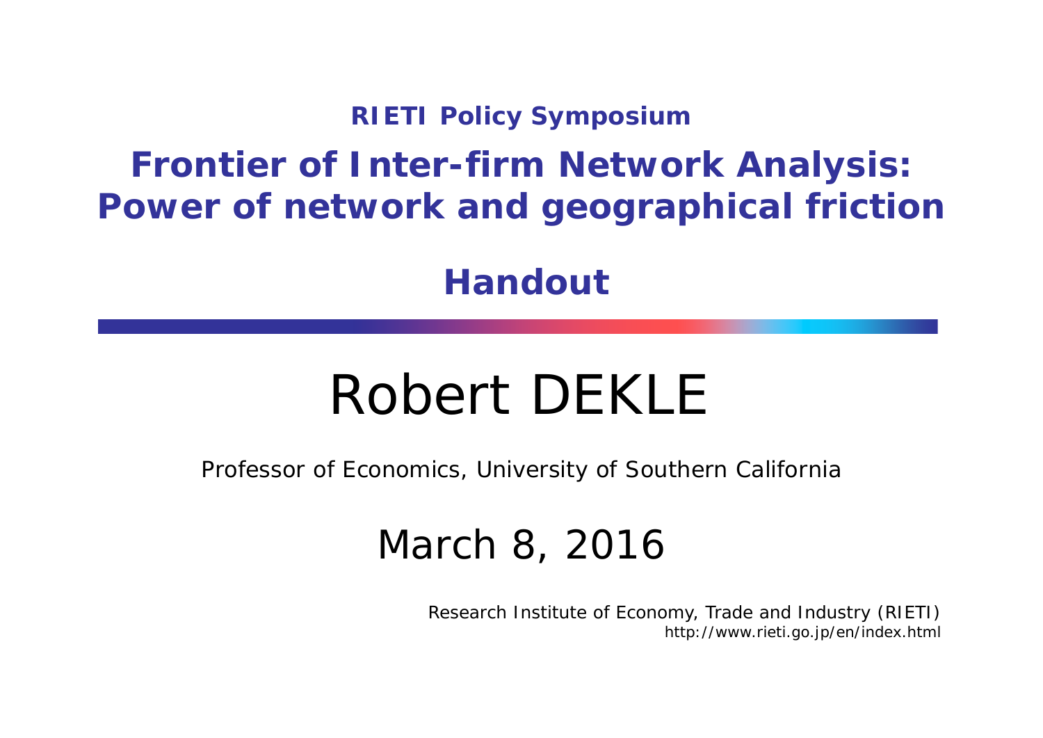RIETI Policy Symposium

# Frontier of Inter-firm Network Analysis: Power of network and geographical friction

## Handout

# Robert DEKLE

Professor of Economics, University of Southern California

March 8, 2016

Research Institute of Economy, Trade and Industry (RIETI)
http://www.rieti.go.jp/en/index.html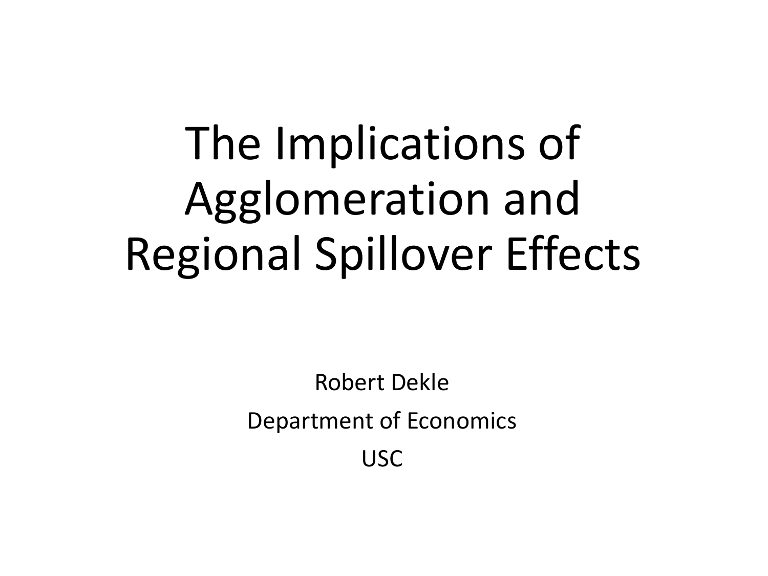# The Implications of Agglomeration and Regional Spillover Effects

Robert Dekle

Department of Economics

USC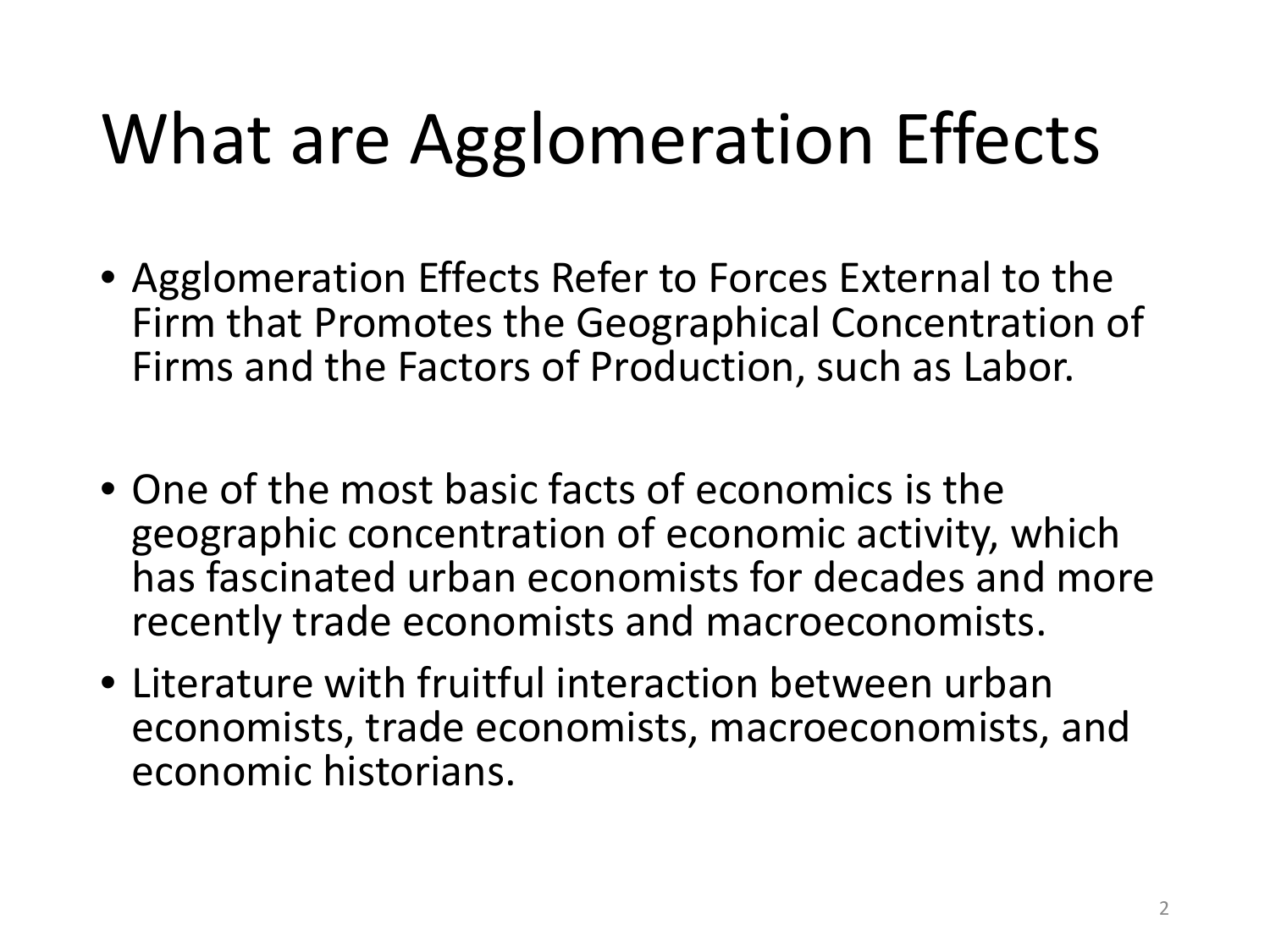# What are Agglomeration Effects

- Agglomeration Effects Refer to Forces External to the Firm that Promotes the Geographical Concentration of Firms and the Factors of Production, such as Labor.

- One of the most basic facts of economics is the geographic concentration of economic activity, which has fascinated urban economists for decades and more recently trade economists and macroeconomists.
- Literature with fruitful interaction between urban economists, trade economists, macroeconomists, and economic historians.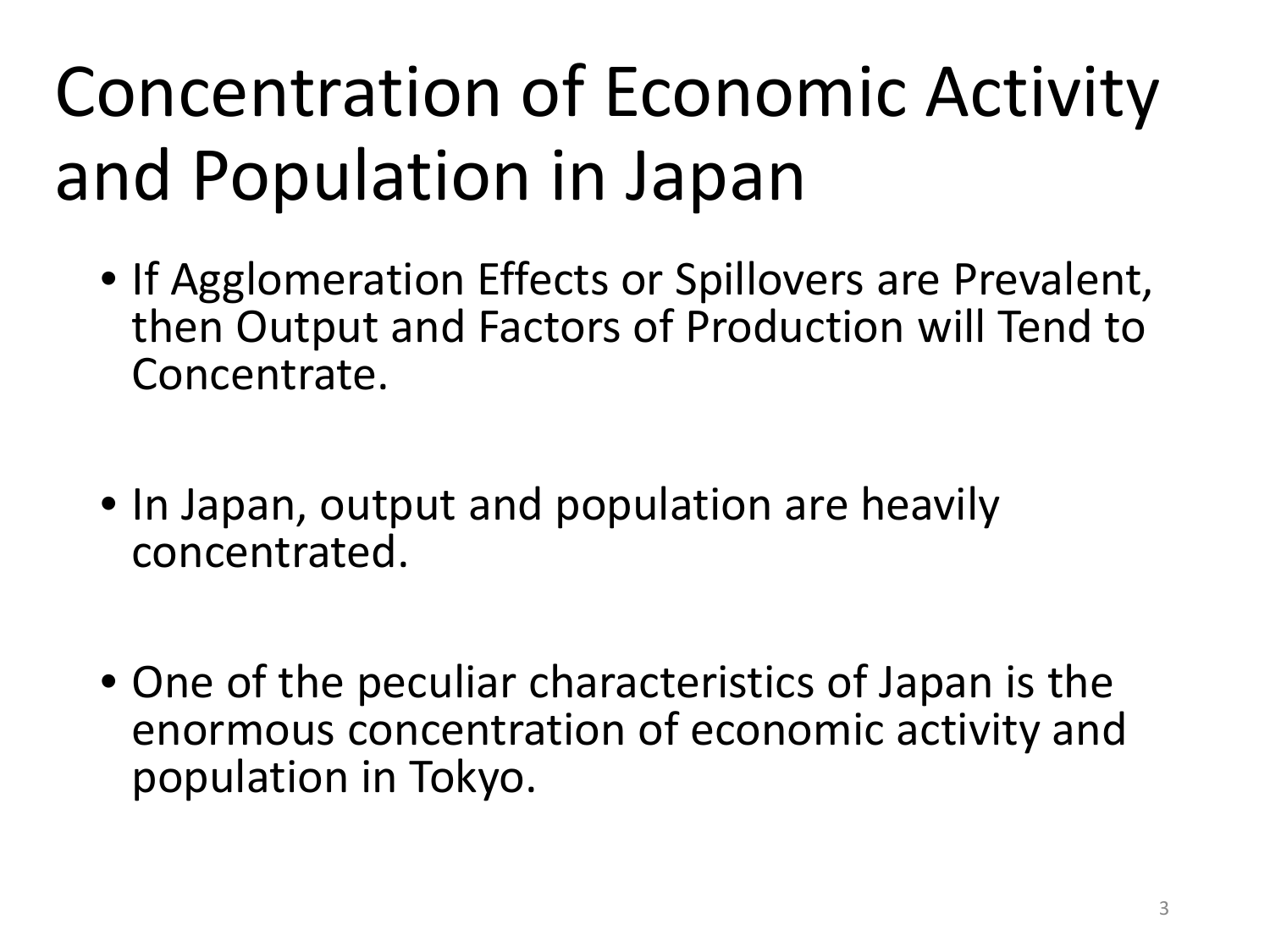# Concentration of Economic Activity and Population in Japan

- If Agglomeration Effects or Spillovers are Prevalent, then Output and Factors of Production will Tend to Concentrate.
- In Japan, output and population are heavily concentrated.
- One of the peculiar characteristics of Japan is the enormous concentration of economic activity and population in Tokyo.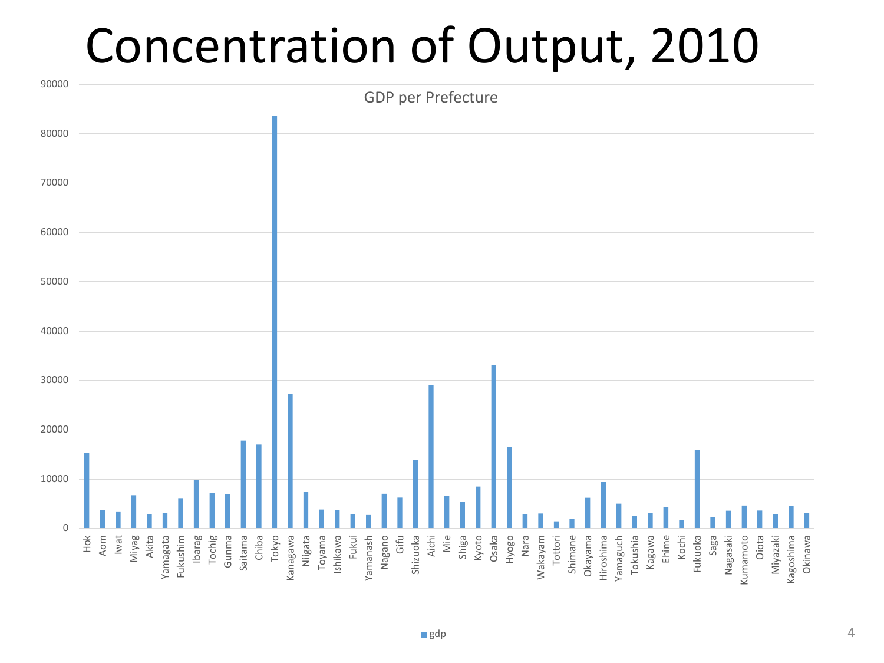# Concentration of Output, 2010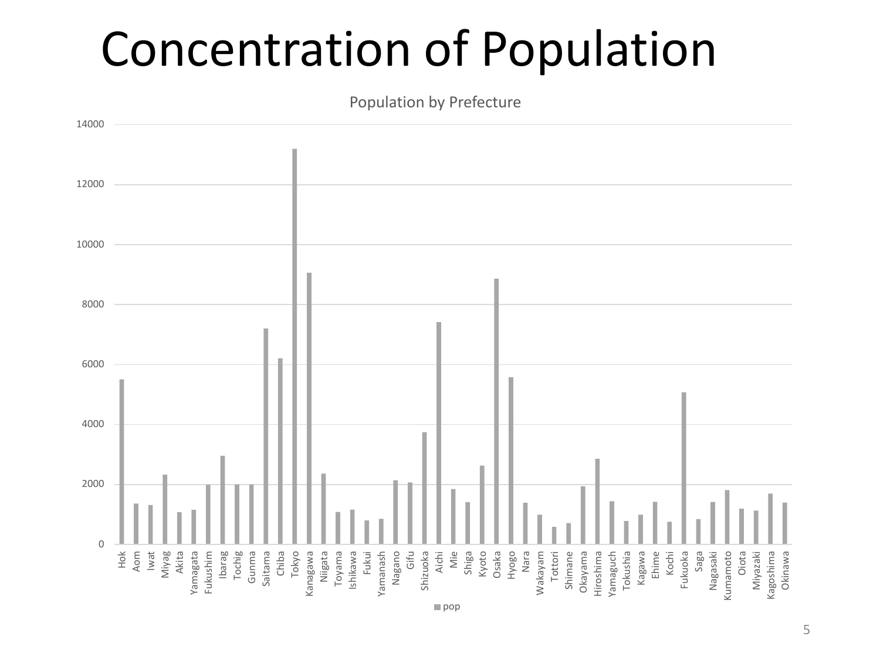# Concentration of Population

Population by Prefecture

| Prefecture | pop |
|---|---|
| Hok | 5500 |
| Aom | 1360 |
| Iwat | 1310 |
| Miyag | 2330 |
| Akita | 1070 |
| Yamagata | 1150 |
| Fukushim | 1990 |
| Ibarag | 2950 |
| Tochig | 2000 |
| Gunma | 2000 |
| Saitama | 7200 |
| Chiba | 6200 |
| Tokyo | 13200 |
| Kanagawa | 9050 |
| Niigata | 2360 |
| Toyama | 1080 |
| Ishikawa | 1160 |
| Fukui | 800 |
| Yamanash | 850 |
| Nagano | 2130 |
| Gifu | 2070 |
| Shizuoka | 3740 |
| Aichi | 7400 |
| Mie | 1840 |
| Shiga | 1410 |
| Kyoto | 2620 |
| Osaka | 8860 |
| Hyogo | 5580 |
| Nara | 1390 |
| Wakayam | 980 |
| Tottori | 580 |
| Shimane | 700 |
| Okayama | 1930 |
| Hiroshima | 2850 |
| Yamaguch | 1440 |
| Tokushia | 770 |
| Kagawa | 990 |
| Ehime | 1420 |
| Kochi | 750 |
| Fukuoka | 5070 |
| Saga | 840 |
| Nagasaki | 1420 |
| Kumamoto | 1800 |
| Oiota | 1190 |
| Miyazaki | 1130 |
| Kagoshima | 1690 |
| Okinawa | 1400 |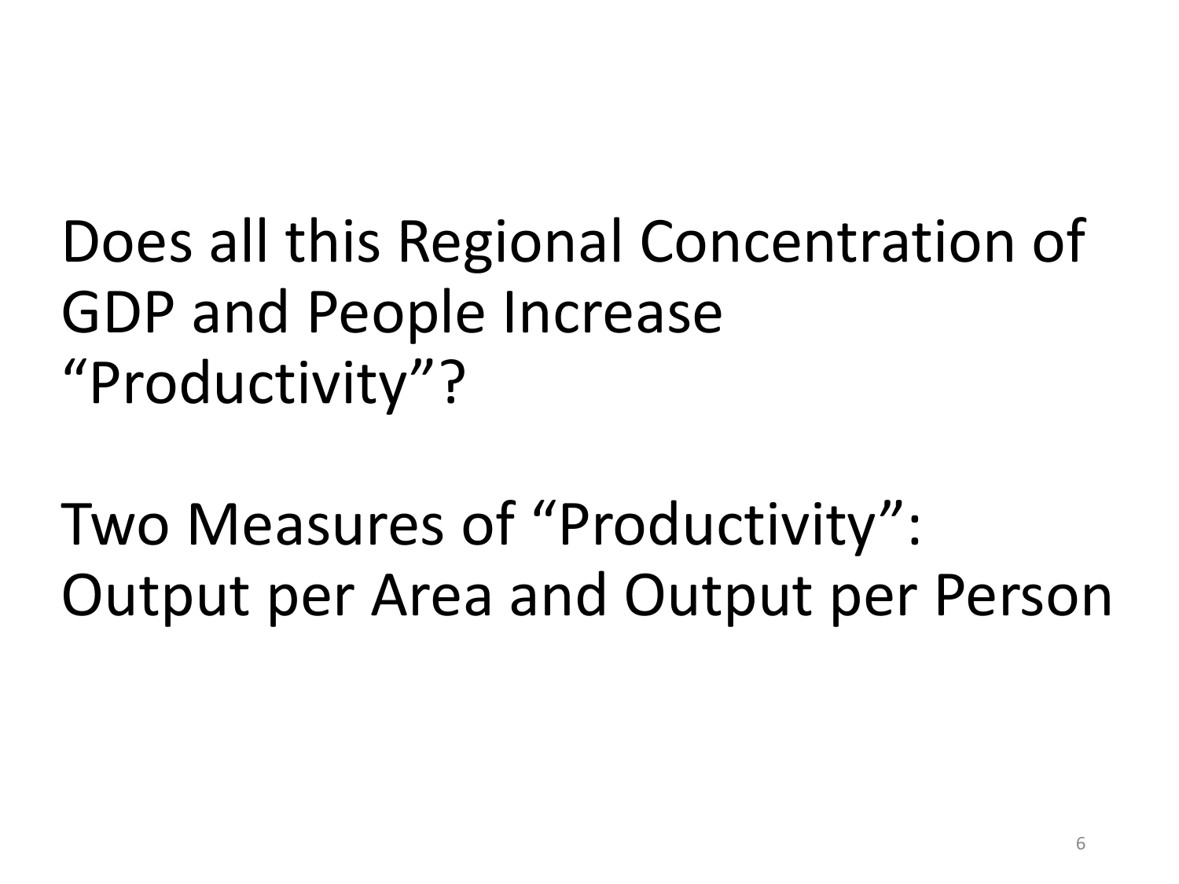Does all this Regional Concentration of GDP and People Increase "Productivity"?

Two Measures of "Productivity": Output per Area and Output per Person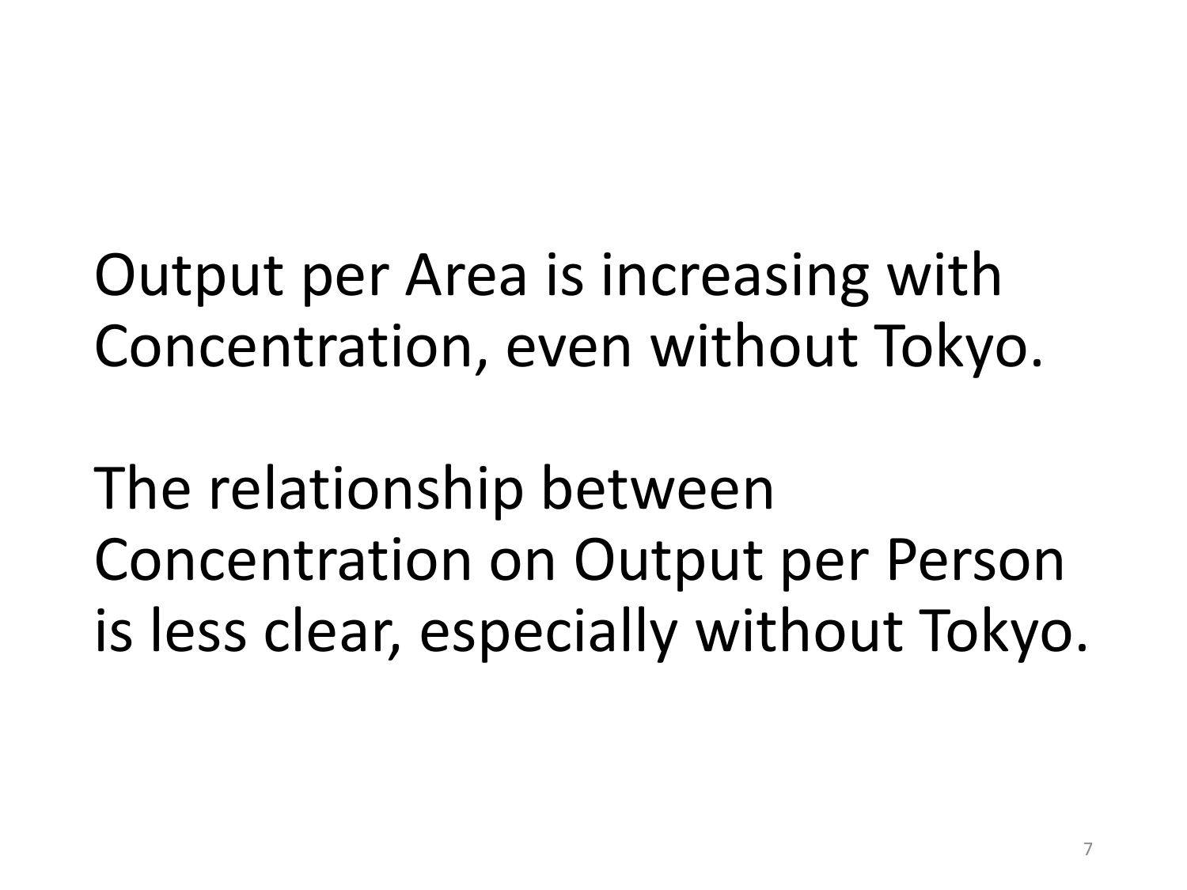Output per Area is increasing with Concentration, even without Tokyo.

The relationship between Concentration on Output per Person is less clear, especially without Tokyo.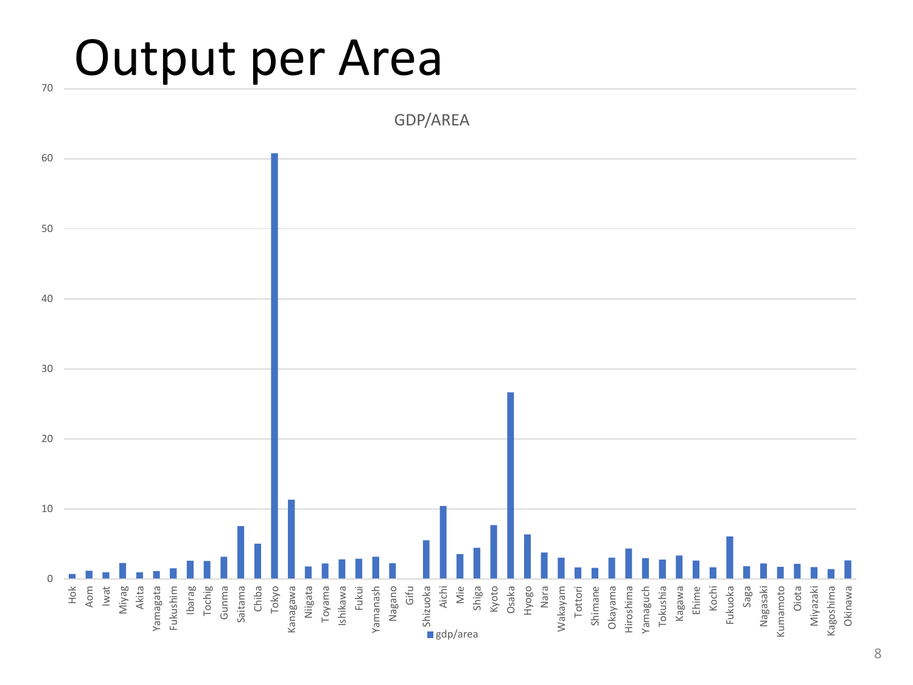# Output per Area

GDP/AREA

| Prefecture | gdp/area (approx.) |
|---|---|
| Hok | 0.7 |
| Aom | 1.2 |
| Iwat | 0.9 |
| Miyag | 2.3 |
| Akita | 0.9 |
| Yamagata | 1.1 |
| Fukushim | 1.5 |
| Ibarag | 2.6 |
| Tochig | 2.6 |
| Gunma | 3.1 |
| Saitama | 7.5 |
| Chiba | 5.0 |
| Tokyo | 60.8 |
| Kanagawa | 11.3 |
| Niigata | 1.8 |
| Toyama | 2.2 |
| Ishikawa | 2.8 |
| Fukui | 2.9 |
| Yamanash | 3.1 |
| Nagano | 2.2 |
| Gifu | |
| Shizuoka | 5.5 |
| Aichi | 10.4 |
| Mie | 3.5 |
| Shiga | 4.4 |
| Kyoto | 7.7 |
| Osaka | 26.6 |
| Hyogo | 6.3 |
| Nara | 3.7 |
| Wakayam | 3.0 |
| Tottori | 1.6 |
| Shimane | 1.5 |
| Okayama | 3.0 |
| Hiroshima | 4.3 |
| Yamaguch | 2.9 |
| Tokushia | 2.7 |
| Kagawa | 3.3 |
| Ehime | 2.6 |
| Kochi | 1.6 |
| Fukuoka | 6.0 |
| Saga | 1.8 |
| Nagasaki | 2.2 |
| Kumamoto | 1.7 |
| Oiota | 2.1 |
| Miyazaki | 1.7 |
| Kagoshima | 1.4 |
| Okinawa | 2.6 |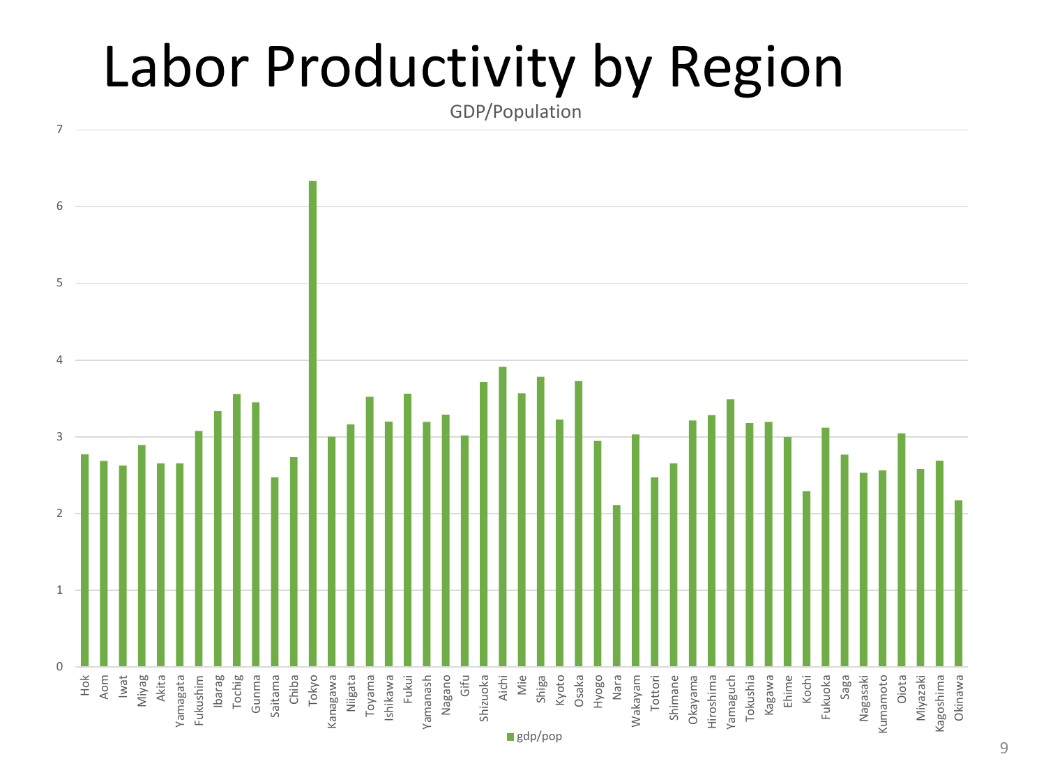# Labor Productivity by Region

GDP/Population

| Region | gdp/pop |
|---|---|
| Hok | 2.77 |
| Aom | 2.68 |
| Iwat | 2.62 |
| Miyag | 2.89 |
| Akita | 2.65 |
| Yamagata | 2.65 |
| Fukushim | 3.08 |
| Ibarag | 3.33 |
| Tochig | 3.55 |
| Gunma | 3.44 |
| Saitama | 2.47 |
| Chiba | 2.73 |
| Tokyo | 6.33 |
| Kanagawa | 3.00 |
| Niigata | 3.16 |
| Toyama | 3.52 |
| Ishikawa | 3.20 |
| Fukui | 3.56 |
| Yamanash | 3.19 |
| Nagano | 3.29 |
| Gifu | 3.01 |
| Shizuoka | 3.71 |
| Aichi | 3.91 |
| Mie | 3.56 |
| Shiga | 3.78 |
| Kyoto | 3.22 |
| Osaka | 3.72 |
| Hyogo | 2.95 |
| Nara | 2.11 |
| Wakayam | 3.03 |
| Tottori | 2.47 |
| Shimane | 2.65 |
| Okayama | 3.21 |
| Hiroshima | 3.28 |
| Yamaguch | 3.49 |
| Tokushia | 3.18 |
| Kagawa | 3.20 |
| Ehime | 3.00 |
| Kochi | 2.29 |
| Fukuoka | 3.12 |
| Saga | 2.77 |
| Nagasaki | 2.53 |
| Kumamoto | 2.56 |
| Oiota | 3.04 |
| Miyazaki | 2.58 |
| Kagoshima | 2.69 |
| Okinawa | 2.17 |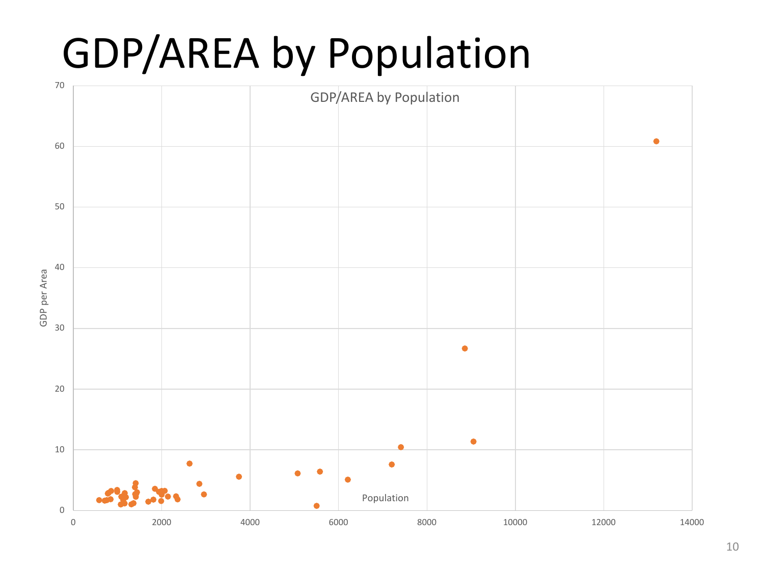# GDP/AREA by Population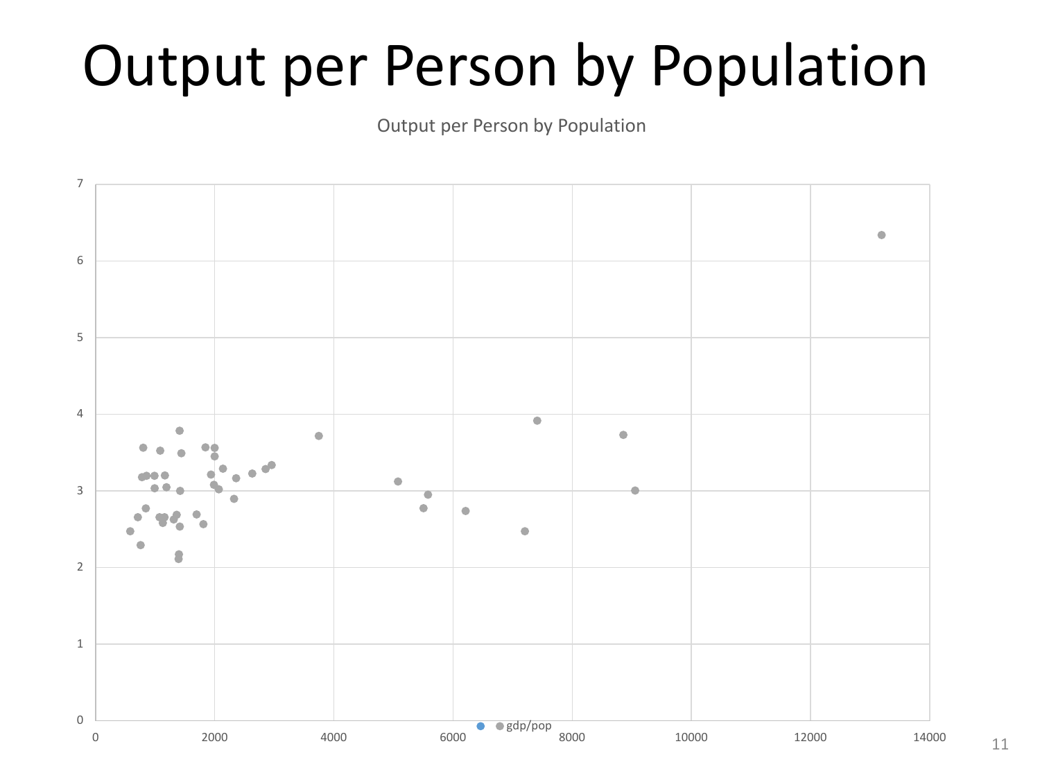# Output per Person by Population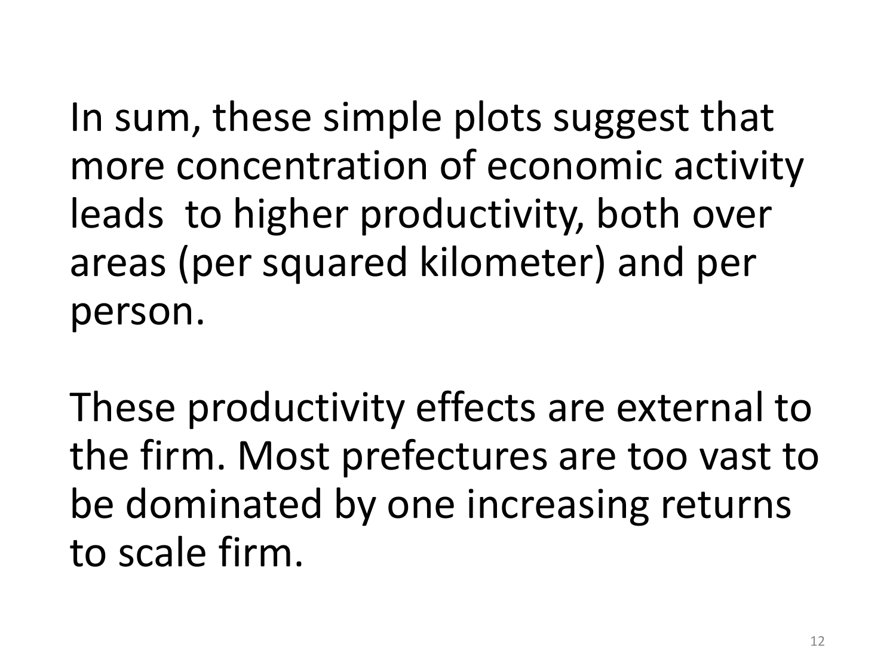In sum, these simple plots suggest that more concentration of economic activity leads  to higher productivity, both over areas (per squared kilometer) and per person.

These productivity effects are external to the firm. Most prefectures are too vast to be dominated by one increasing returns to scale firm.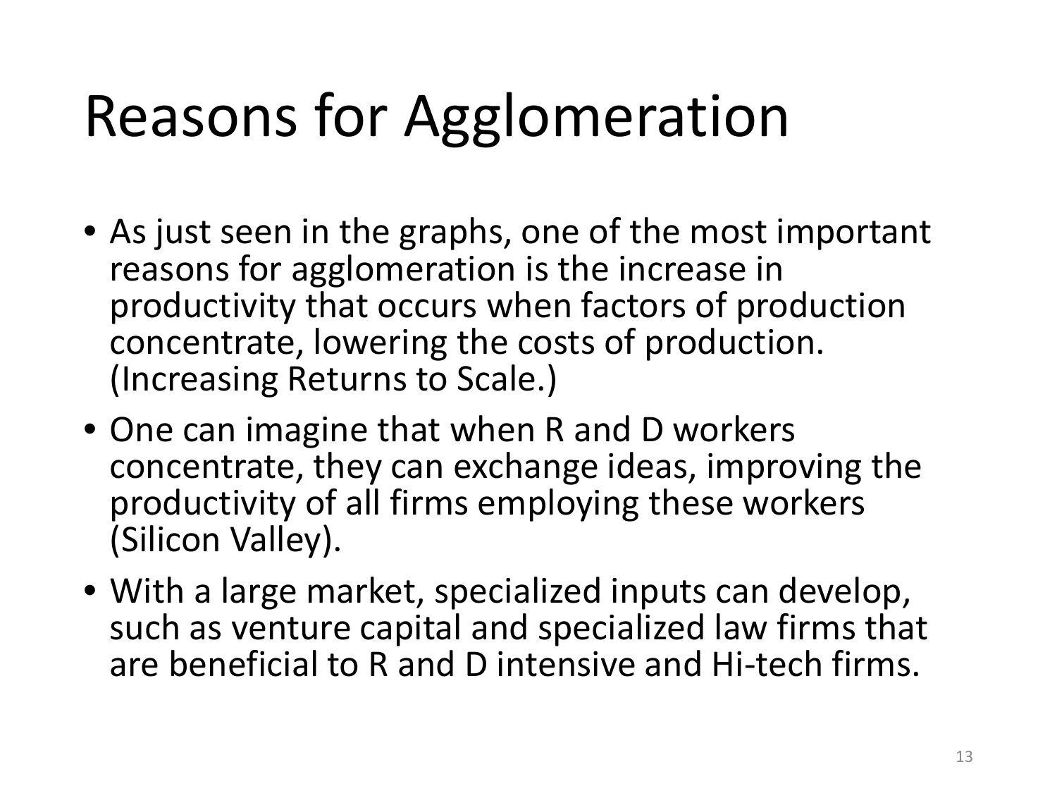# Reasons for Agglomeration

- As just seen in the graphs, one of the most important reasons for agglomeration is the increase in productivity that occurs when factors of production concentrate, lowering the costs of production. (Increasing Returns to Scale.)
- One can imagine that when R and D workers concentrate, they can exchange ideas, improving the productivity of all firms employing these workers (Silicon Valley).
- With a large market, specialized inputs can develop, such as venture capital and specialized law firms that are beneficial to R and D intensive and Hi-tech firms.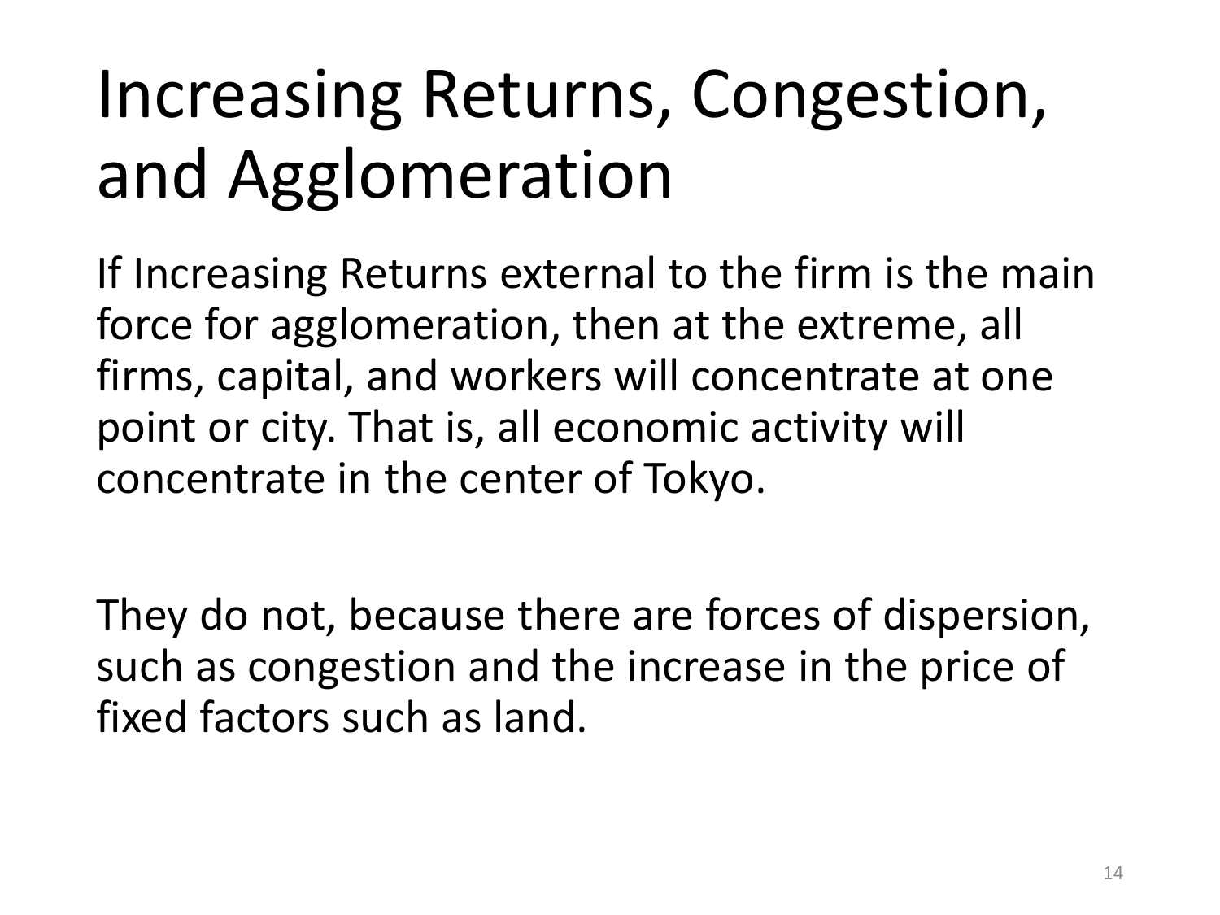# Increasing Returns, Congestion, and Agglomeration

If Increasing Returns external to the firm is the main force for agglomeration, then at the extreme, all firms, capital, and workers will concentrate at one point or city. That is, all economic activity will concentrate in the center of Tokyo.

They do not, because there are forces of dispersion, such as congestion and the increase in the price of fixed factors such as land.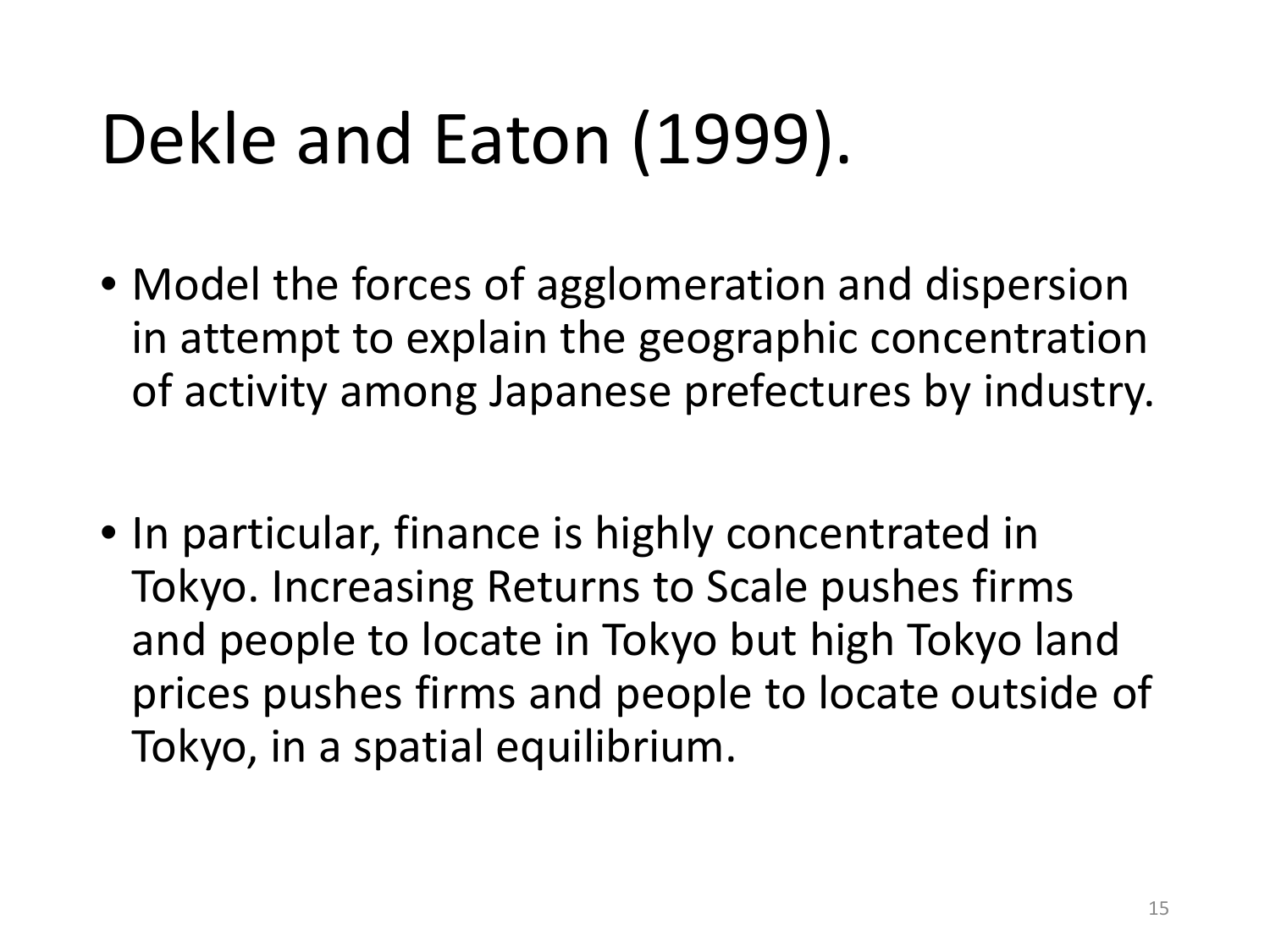# Dekle and Eaton (1999).

- Model the forces of agglomeration and dispersion in attempt to explain the geographic concentration of activity among Japanese prefectures by industry.

- In particular, finance is highly concentrated in Tokyo. Increasing Returns to Scale pushes firms and people to locate in Tokyo but high Tokyo land prices pushes firms and people to locate outside of Tokyo, in a spatial equilibrium.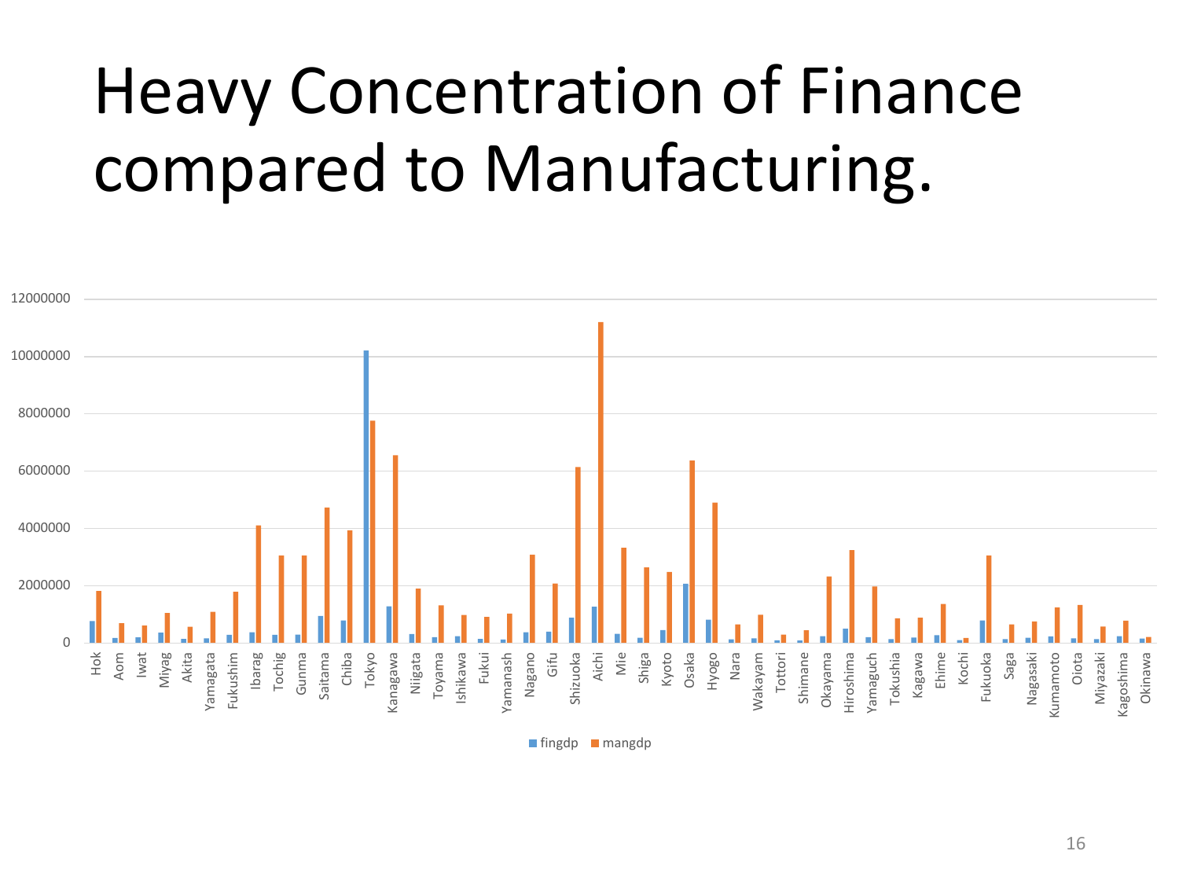# Heavy Concentration of Finance compared to Manufacturing.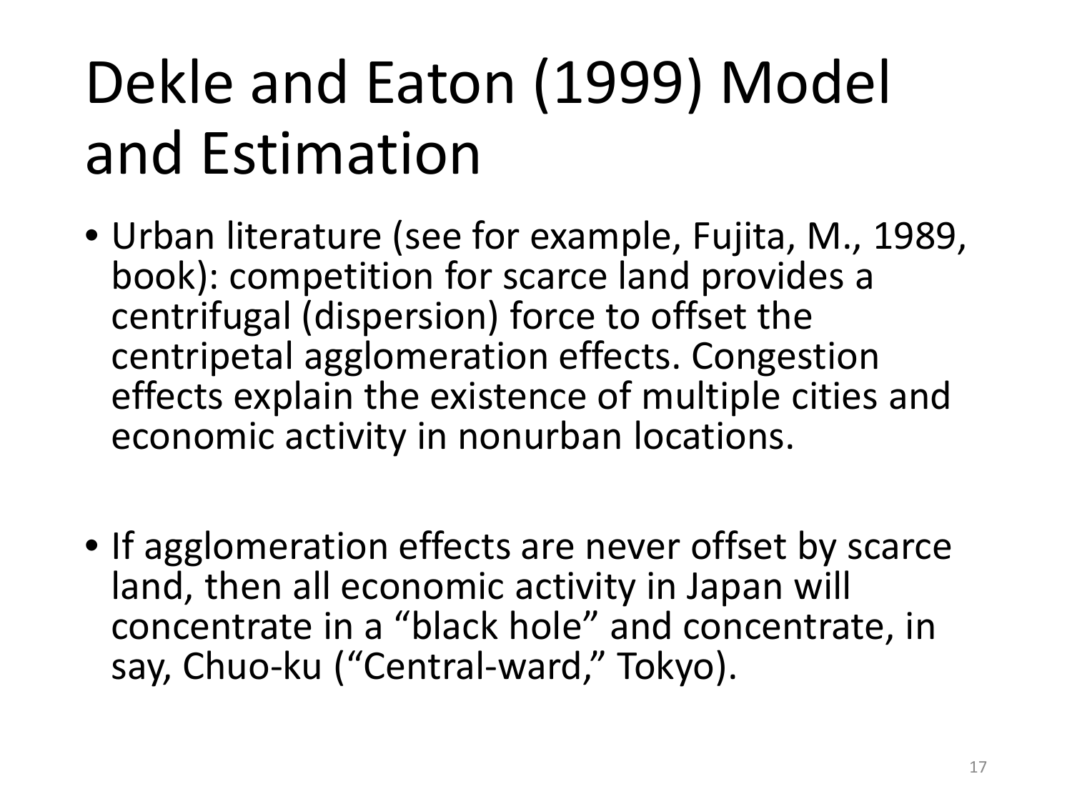# Dekle and Eaton (1999) Model and Estimation

- Urban literature (see for example, Fujita, M., 1989, book): competition for scarce land provides a centrifugal (dispersion) force to offset the centripetal agglomeration effects. Congestion effects explain the existence of multiple cities and economic activity in nonurban locations.

- If agglomeration effects are never offset by scarce land, then all economic activity in Japan will concentrate in a "black hole" and concentrate, in say, Chuo-ku ("Central-ward," Tokyo).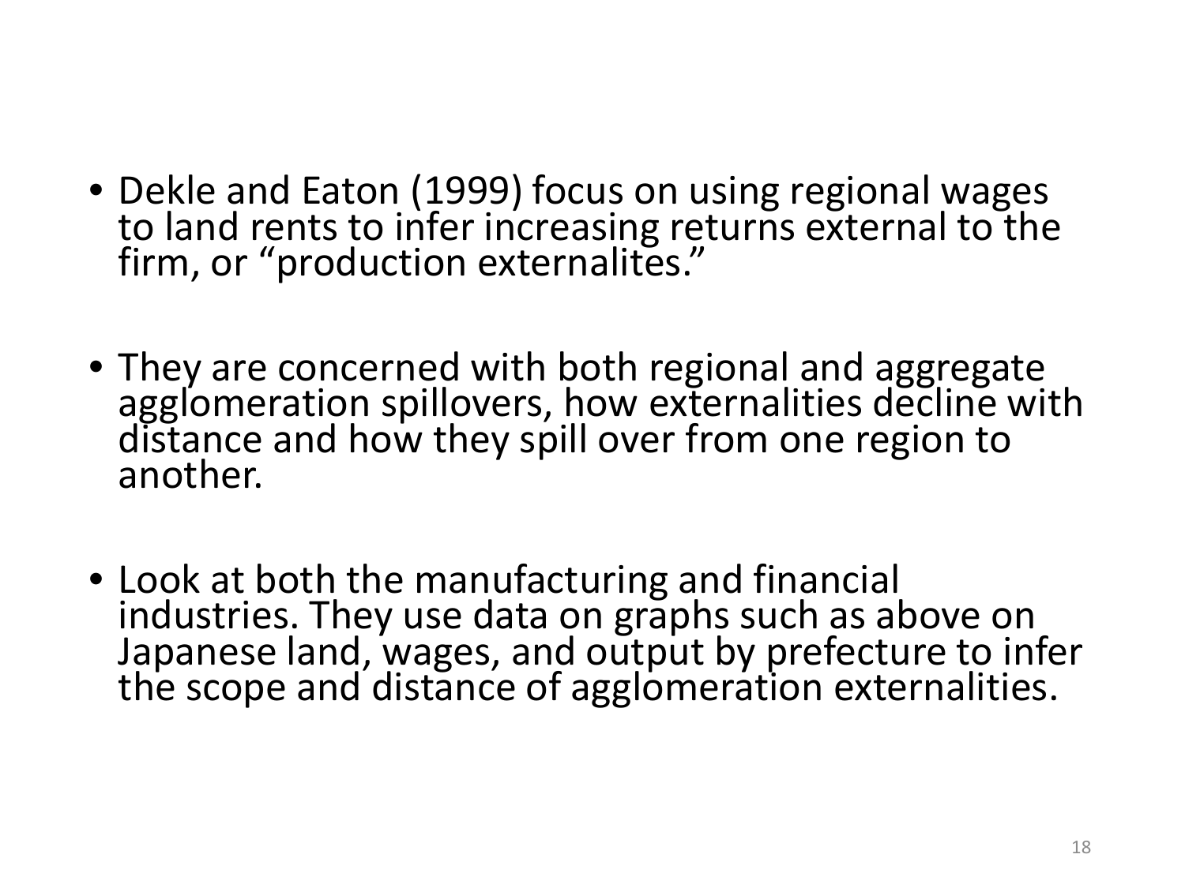- Dekle and Eaton (1999) focus on using regional wages to land rents to infer increasing returns external to the firm, or "production externalites."

- They are concerned with both regional and aggregate agglomeration spillovers, how externalities decline with distance and how they spill over from one region to another.

- Look at both the manufacturing and financial industries. They use data on graphs such as above on Japanese land, wages, and output by prefecture to infer the scope and distance of agglomeration externalities.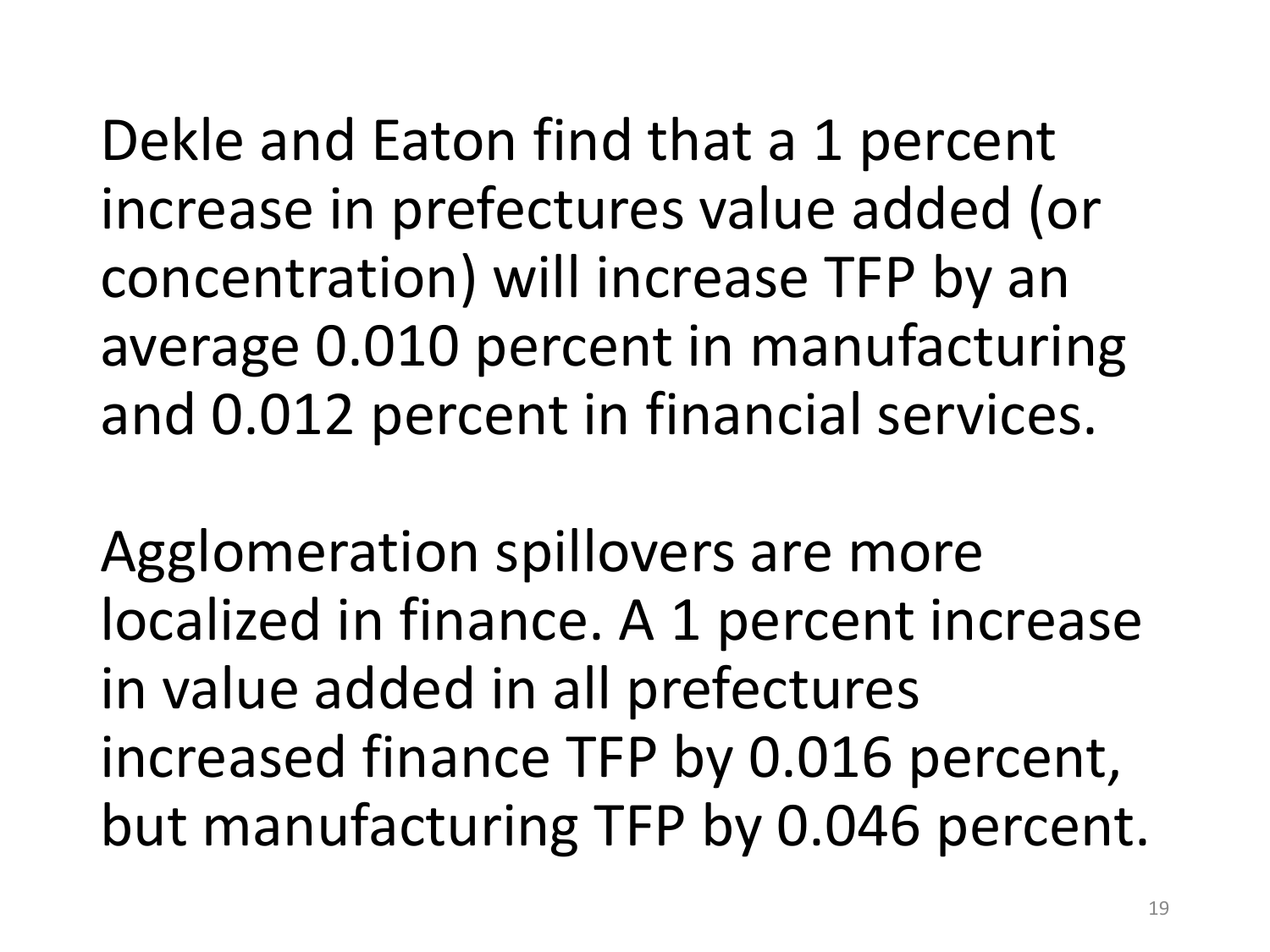Dekle and Eaton find that a 1 percent increase in prefectures value added (or concentration) will increase TFP by an average 0.010 percent in manufacturing and 0.012 percent in financial services.

Agglomeration spillovers are more localized in finance. A 1 percent increase in value added in all prefectures increased finance TFP by 0.016 percent, but manufacturing TFP by 0.046 percent.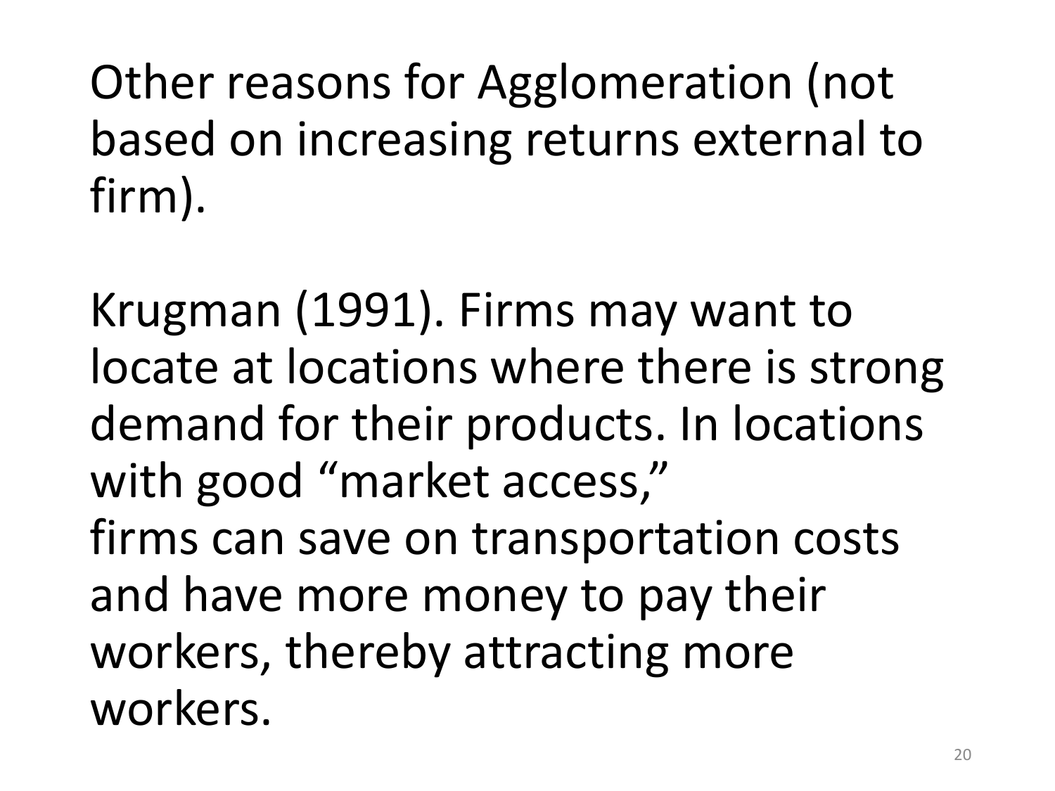# Other reasons for Agglomeration (not based on increasing returns external to firm).

Krugman (1991). Firms may want to locate at locations where there is strong demand for their products. In locations with good "market access," firms can save on transportation costs and have more money to pay their workers, thereby attracting more workers.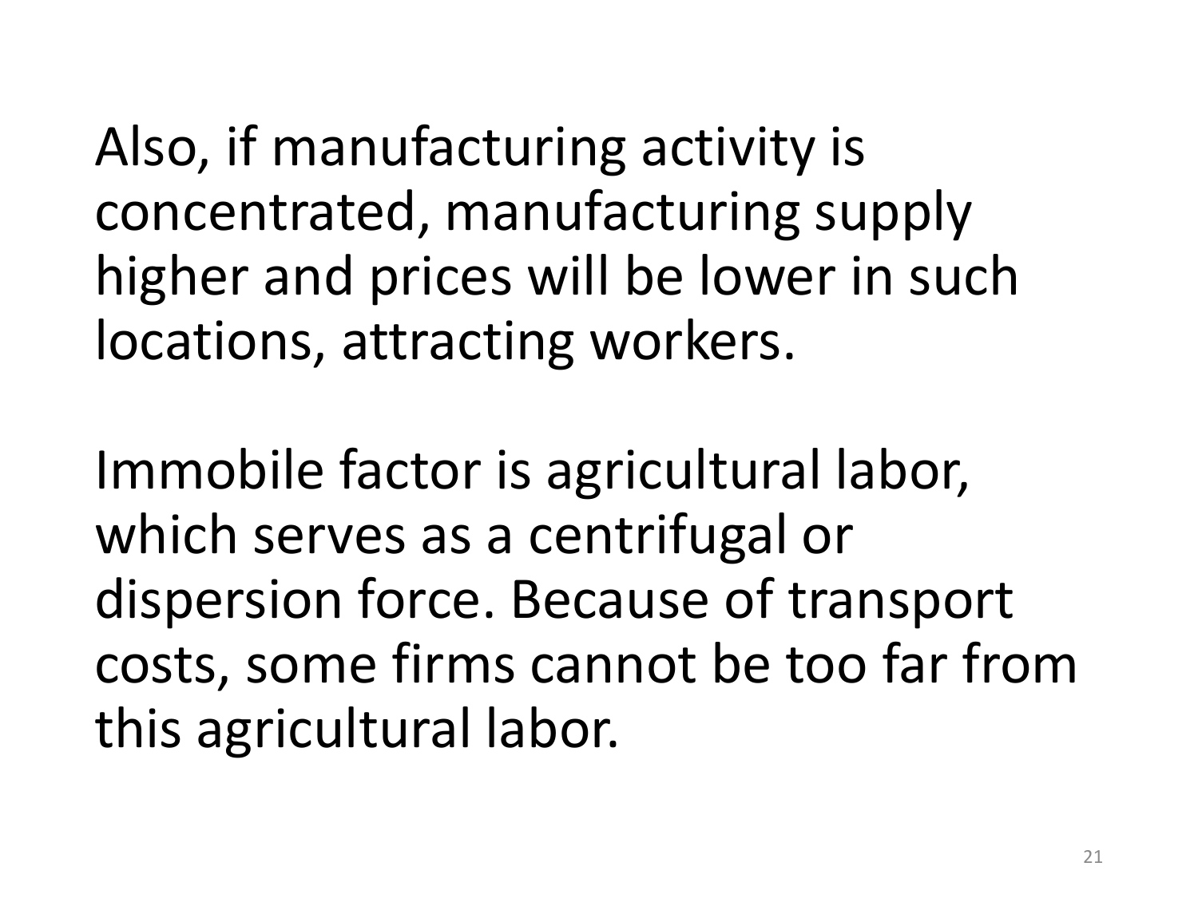Also, if manufacturing activity is concentrated, manufacturing supply higher and prices will be lower in such locations, attracting workers.

Immobile factor is agricultural labor, which serves as a centrifugal or dispersion force. Because of transport costs, some firms cannot be too far from this agricultural labor.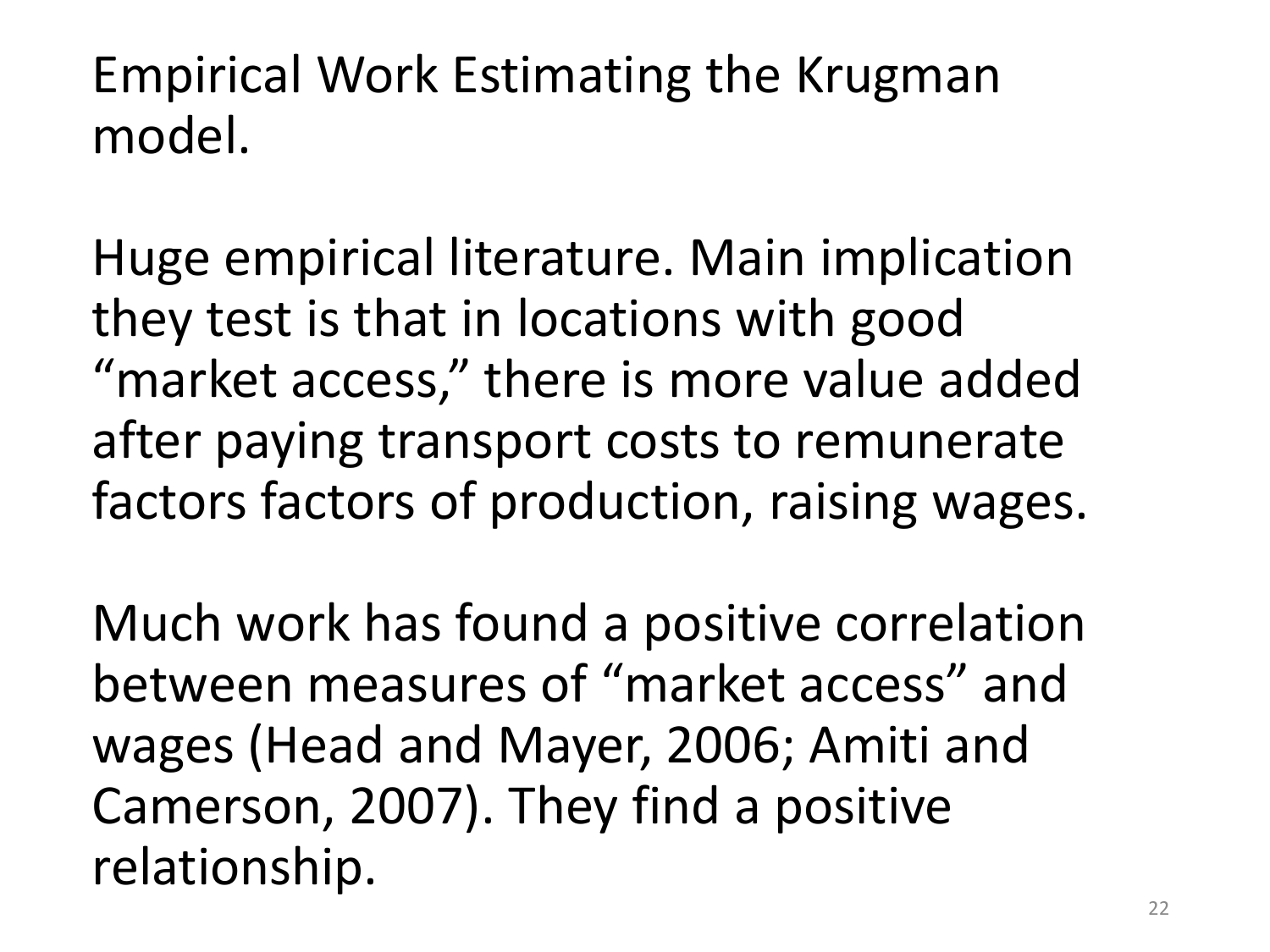# Empirical Work Estimating the Krugman model.

Huge empirical literature. Main implication they test is that in locations with good "market access," there is more value added after paying transport costs to remunerate factors factors of production, raising wages.

Much work has found a positive correlation between measures of "market access" and wages (Head and Mayer, 2006; Amiti and Camerson, 2007). They find a positive relationship.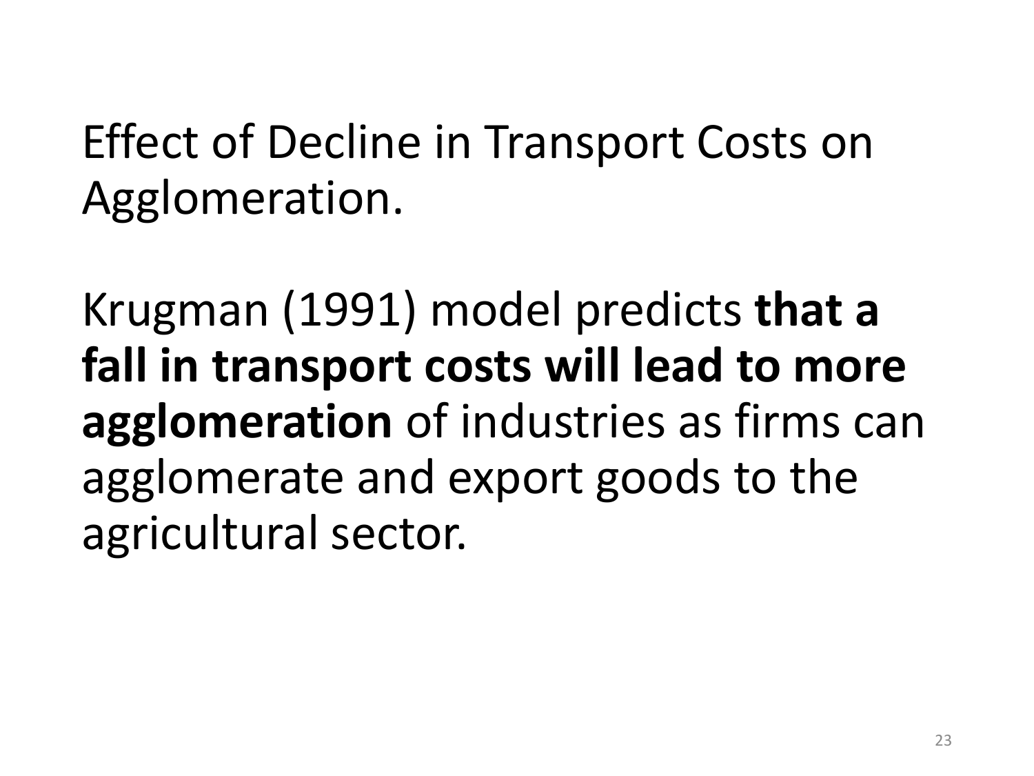Effect of Decline in Transport Costs on Agglomeration.

Krugman (1991) model predicts **that a fall in transport costs will lead to more agglomeration** of industries as firms can agglomerate and export goods to the agricultural sector.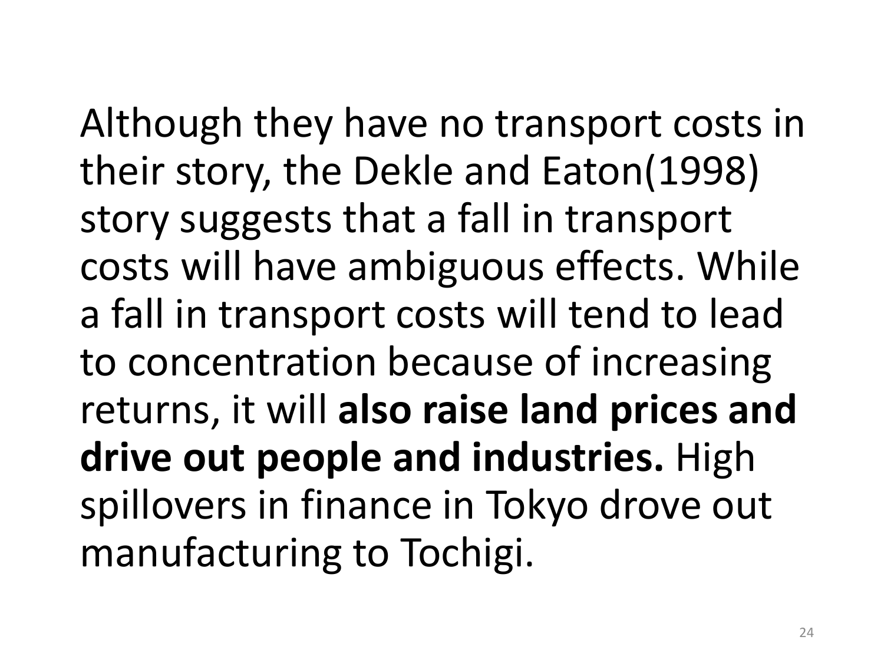Although they have no transport costs in their story, the Dekle and Eaton(1998) story suggests that a fall in transport costs will have ambiguous effects. While a fall in transport costs will tend to lead to concentration because of increasing returns, it will **also raise land prices and drive out people and industries.** High spillovers in finance in Tokyo drove out manufacturing to Tochigi.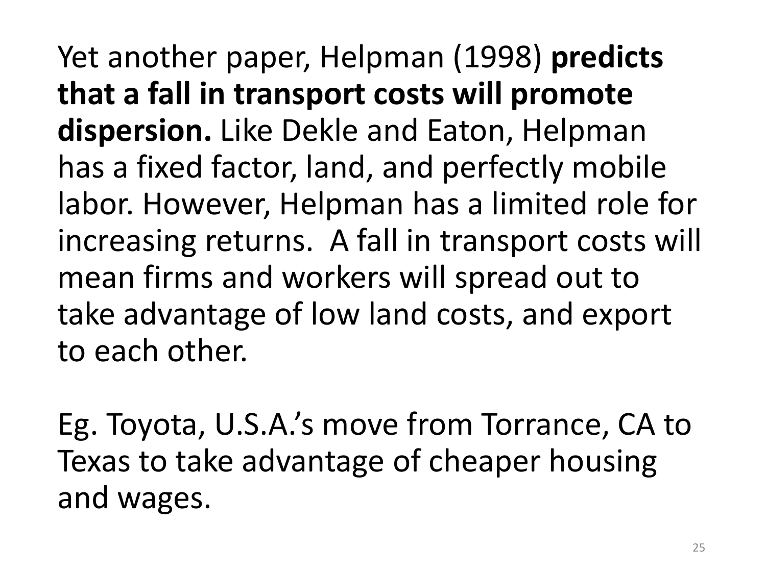Yet another paper, Helpman (1998) **predicts that a fall in transport costs will promote dispersion.** Like Dekle and Eaton, Helpman has a fixed factor, land, and perfectly mobile labor. However, Helpman has a limited role for increasing returns. A fall in transport costs will mean firms and workers will spread out to take advantage of low land costs, and export to each other.

Eg. Toyota, U.S.A.'s move from Torrance, CA to Texas to take advantage of cheaper housing and wages.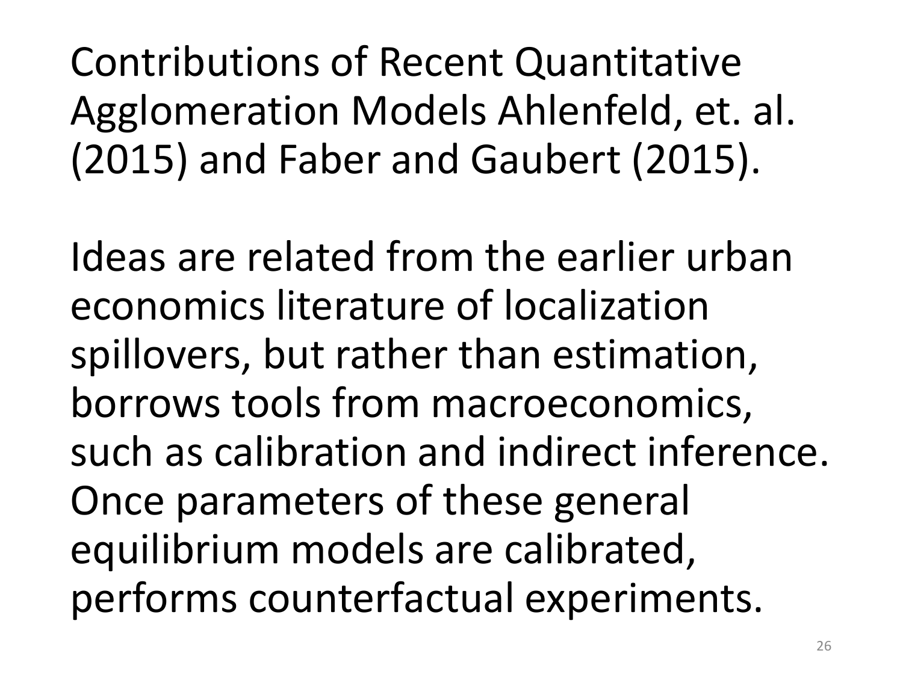Contributions of Recent Quantitative Agglomeration Models Ahlenfeld, et. al. (2015) and Faber and Gaubert (2015).

Ideas are related from the earlier urban economics literature of localization spillovers, but rather than estimation, borrows tools from macroeconomics, such as calibration and indirect inference. Once parameters of these general equilibrium models are calibrated, performs counterfactual experiments.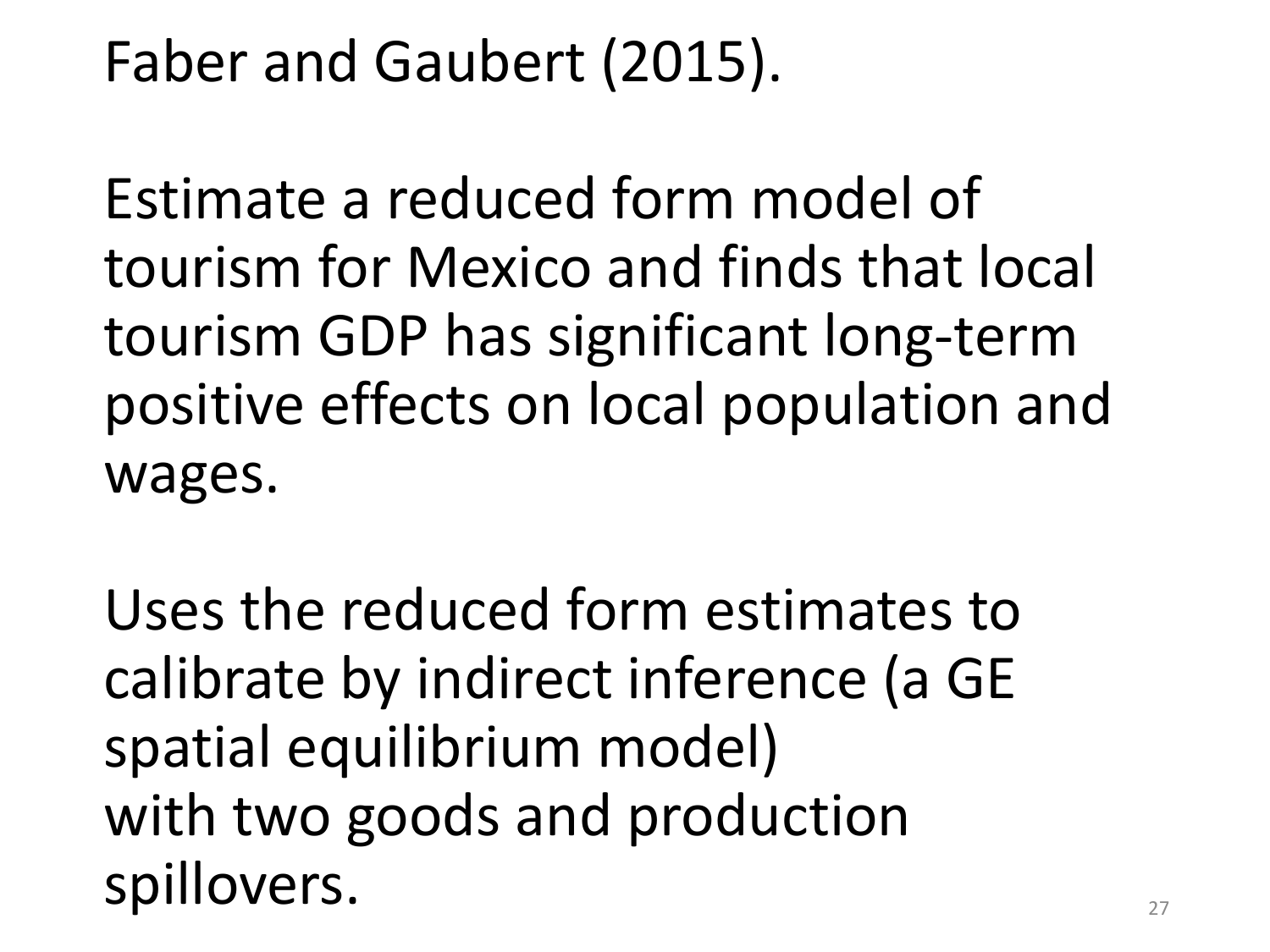Faber and Gaubert (2015).

Estimate a reduced form model of tourism for Mexico and finds that local tourism GDP has significant long-term positive effects on local population and wages.

Uses the reduced form estimates to calibrate by indirect inference (a GE spatial equilibrium model)
with two goods and production spillovers.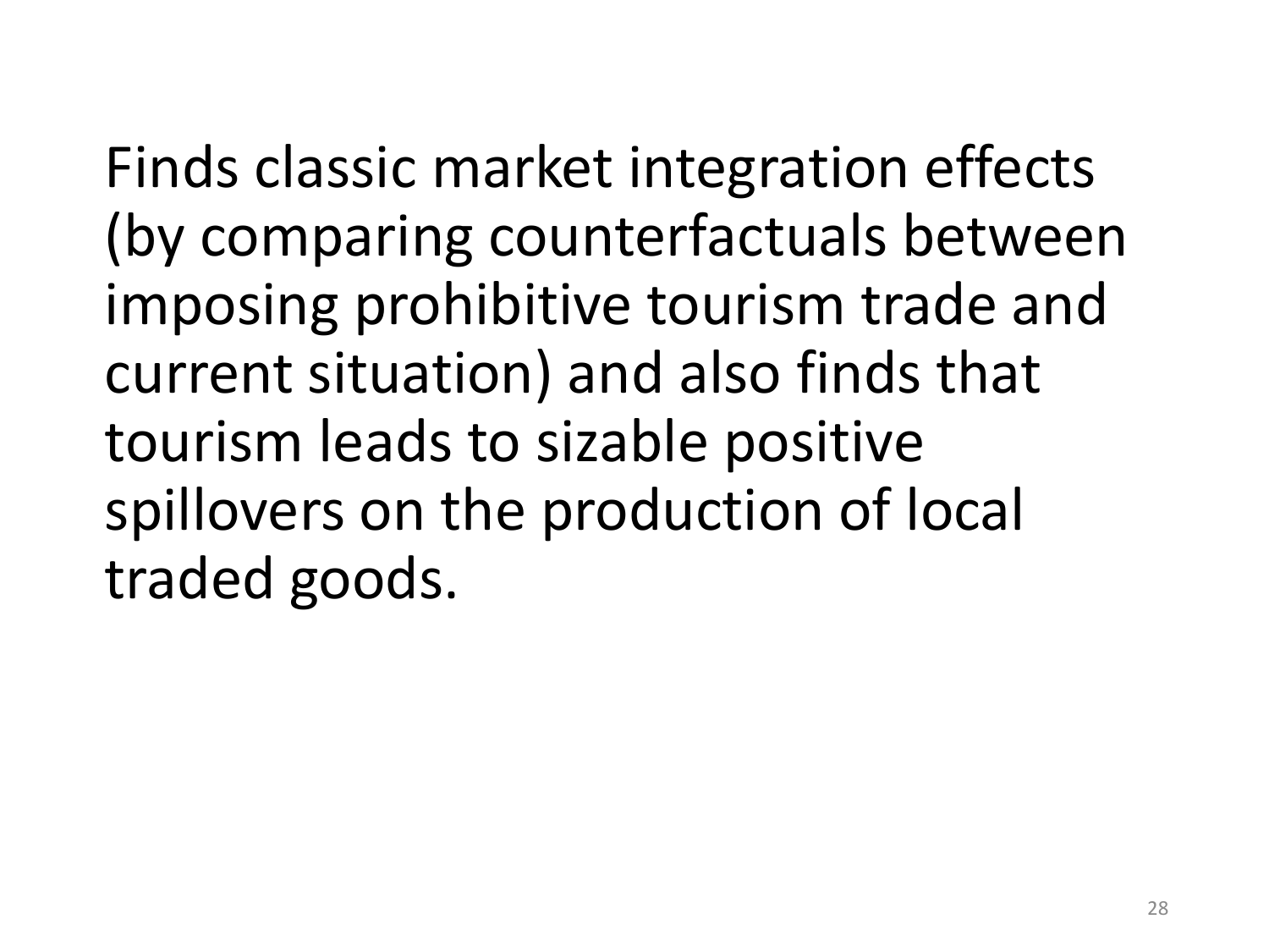Finds classic market integration effects (by comparing counterfactuals between imposing prohibitive tourism trade and current situation) and also finds that tourism leads to sizable positive spillovers on the production of local traded goods.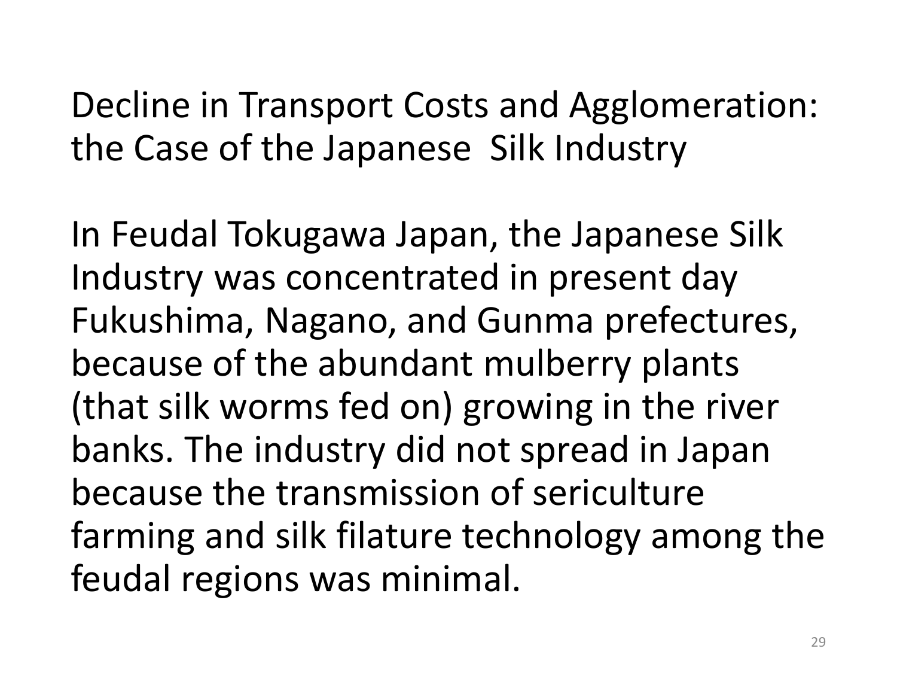# Decline in Transport Costs and Agglomeration: the Case of the Japanese Silk Industry

In Feudal Tokugawa Japan, the Japanese Silk Industry was concentrated in present day Fukushima, Nagano, and Gunma prefectures, because of the abundant mulberry plants (that silk worms fed on) growing in the river banks. The industry did not spread in Japan because the transmission of sericulture farming and silk filature technology among the feudal regions was minimal.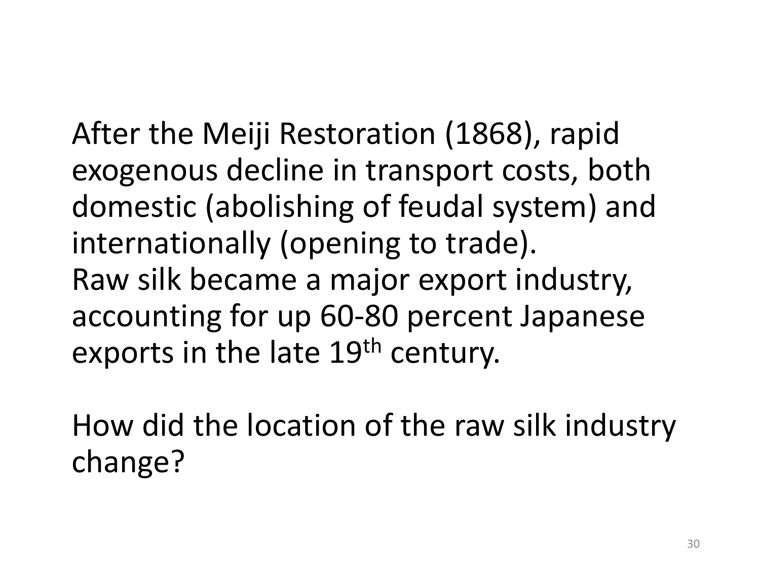After the Meiji Restoration (1868), rapid exogenous decline in transport costs, both domestic (abolishing of feudal system) and internationally (opening to trade).
Raw silk became a major export industry, accounting for up 60-80 percent Japanese exports in the late 19th century.

How did the location of the raw silk industry change?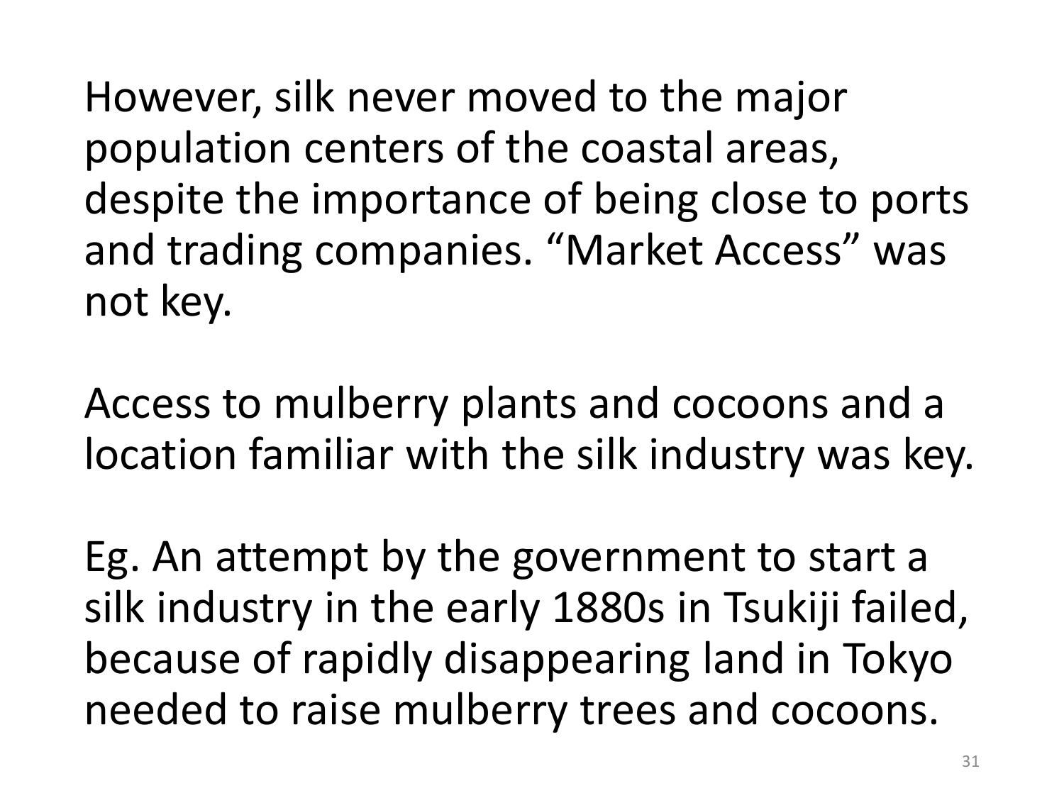However, silk never moved to the major population centers of the coastal areas, despite the importance of being close to ports and trading companies. “Market Access” was not key.

Access to mulberry plants and cocoons and a location familiar with the silk industry was key.

Eg. An attempt by the government to start a silk industry in the early 1880s in Tsukiji failed, because of rapidly disappearing land in Tokyo needed to raise mulberry trees and cocoons.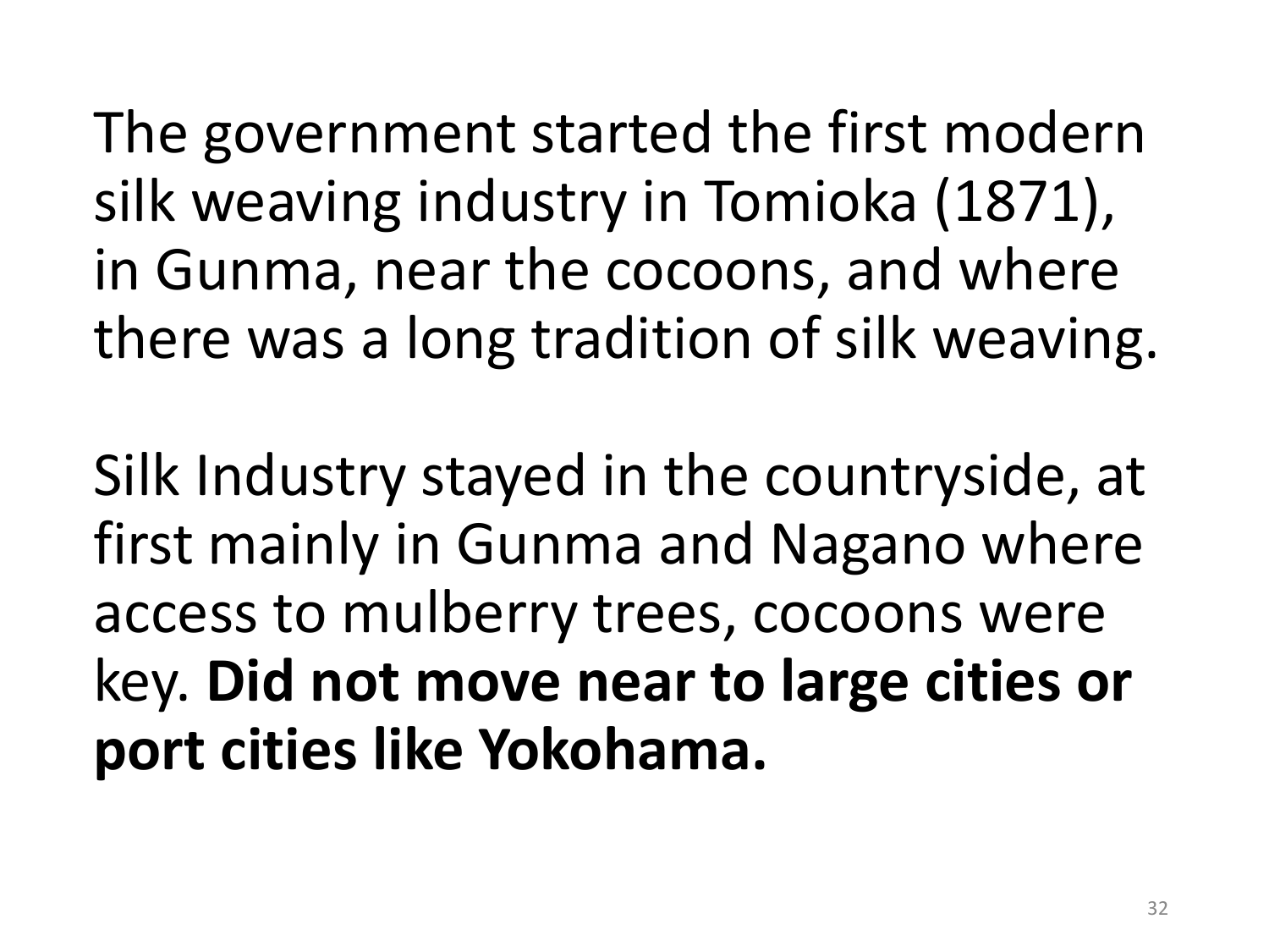The government started the first modern silk weaving industry in Tomioka (1871), in Gunma, near the cocoons, and where there was a long tradition of silk weaving.

Silk Industry stayed in the countryside, at first mainly in Gunma and Nagano where access to mulberry trees, cocoons were key. **Did not move near to large cities or port cities like Yokohama.**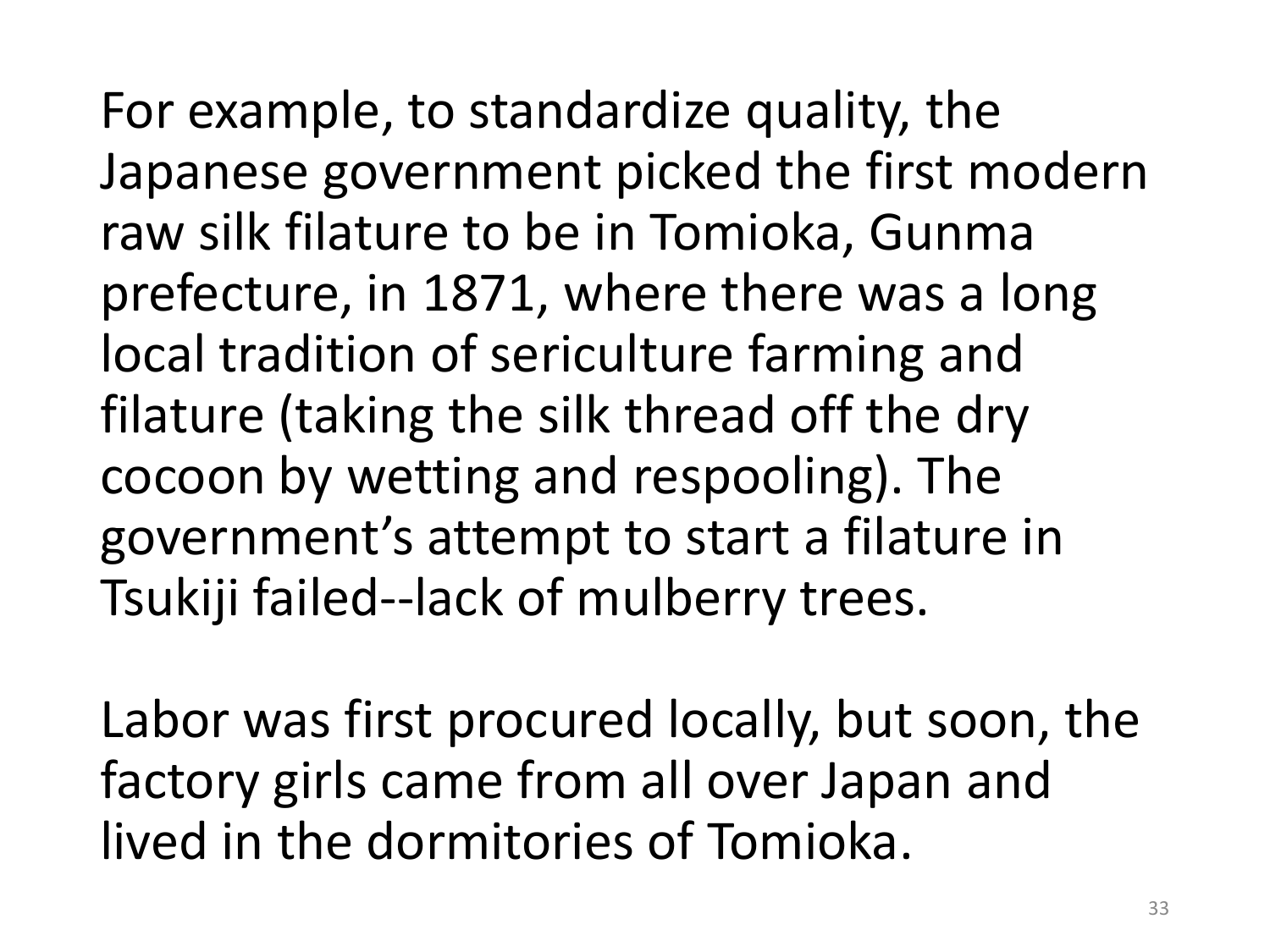For example, to standardize quality, the Japanese government picked the first modern raw silk filature to be in Tomioka, Gunma prefecture, in 1871, where there was a long local tradition of sericulture farming and filature (taking the silk thread off the dry cocoon by wetting and respooling). The government's attempt to start a filature in Tsukiji failed--lack of mulberry trees.

Labor was first procured locally, but soon, the factory girls came from all over Japan and lived in the dormitories of Tomioka.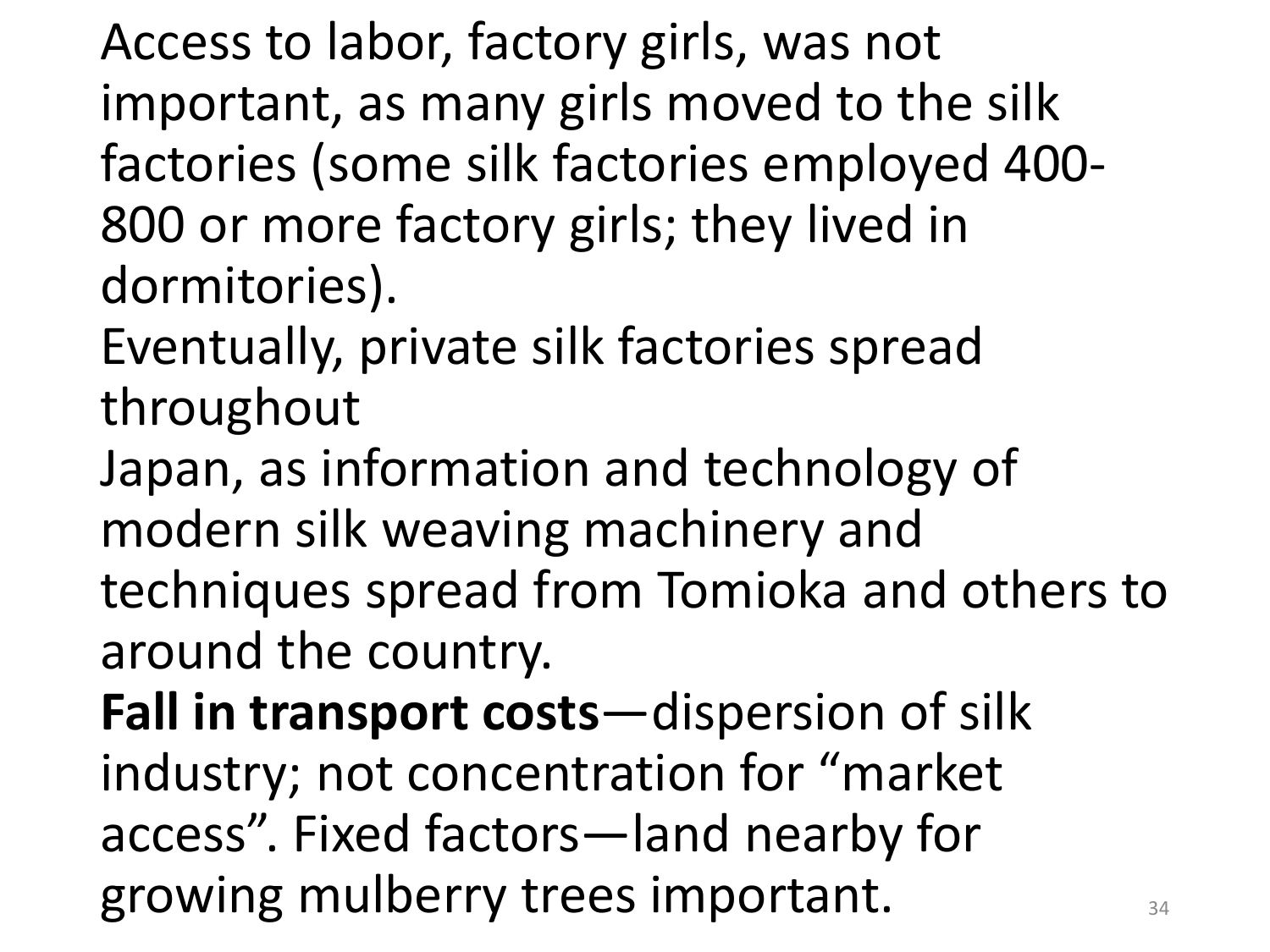Access to labor, factory girls, was not important, as many girls moved to the silk factories (some silk factories employed 400-800 or more factory girls; they lived in dormitories).

Eventually, private silk factories spread throughout

Japan, as information and technology of modern silk weaving machinery and techniques spread from Tomioka and others to around the country.

**Fall in transport costs**—dispersion of silk industry; not concentration for "market access". Fixed factors—land nearby for growing mulberry trees important.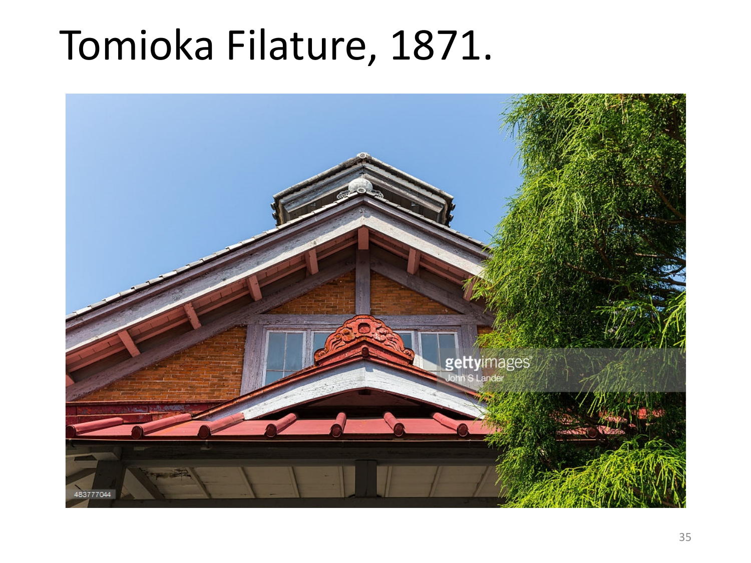# Tomioka Filature, 1871.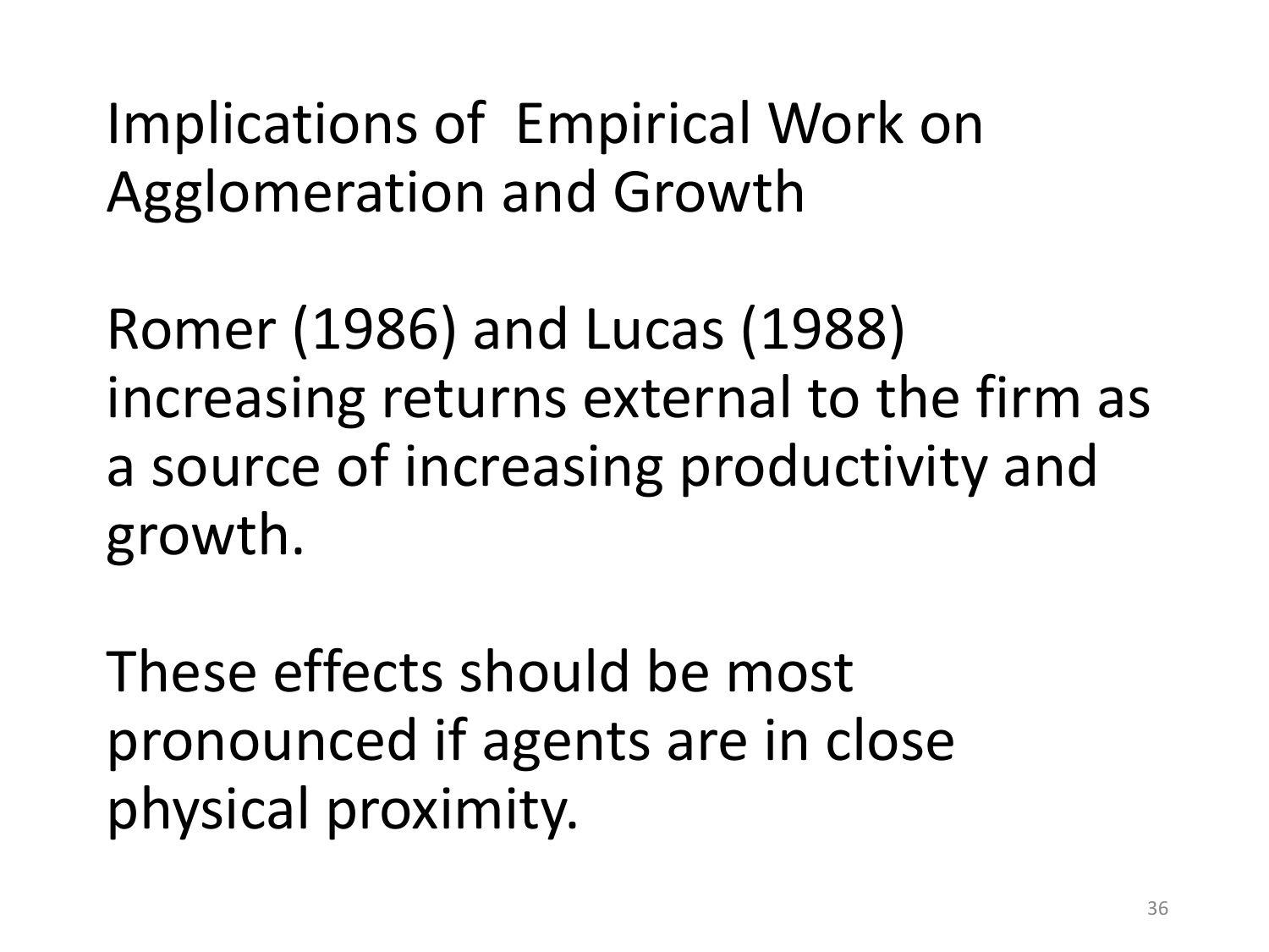# Implications of Empirical Work on Agglomeration and Growth

Romer (1986) and Lucas (1988) increasing returns external to the firm as a source of increasing productivity and growth.

These effects should be most pronounced if agents are in close physical proximity.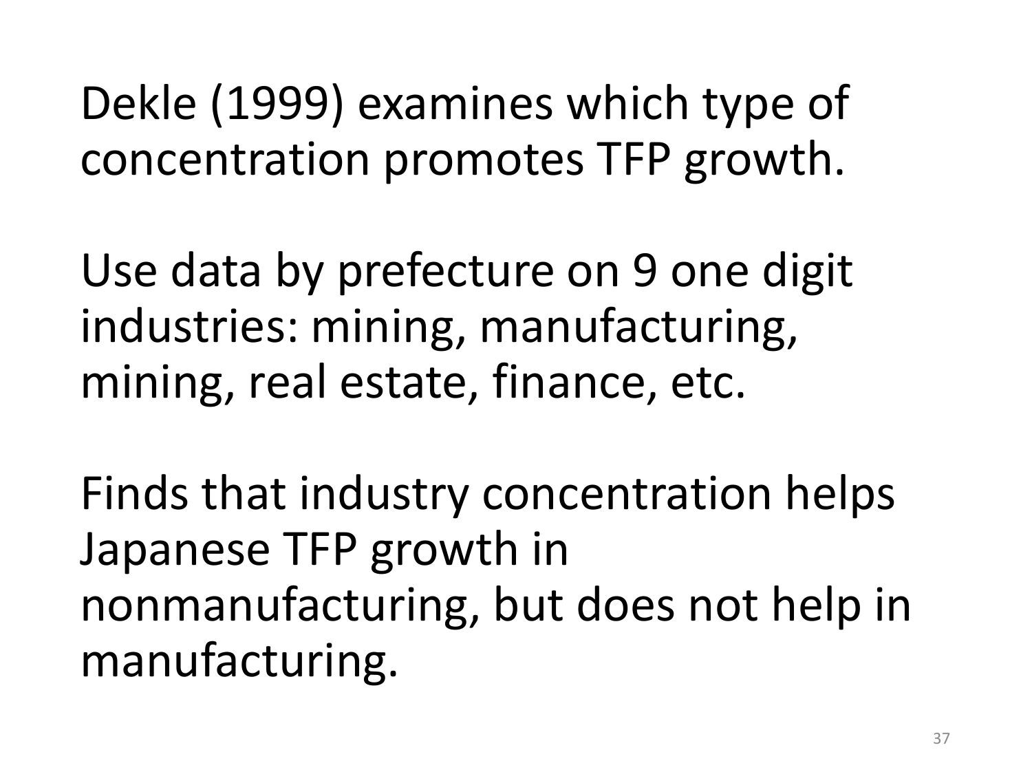Dekle (1999) examines which type of concentration promotes TFP growth.

Use data by prefecture on 9 one digit industries: mining, manufacturing, mining, real estate, finance, etc.

Finds that industry concentration helps Japanese TFP growth in nonmanufacturing, but does not help in manufacturing.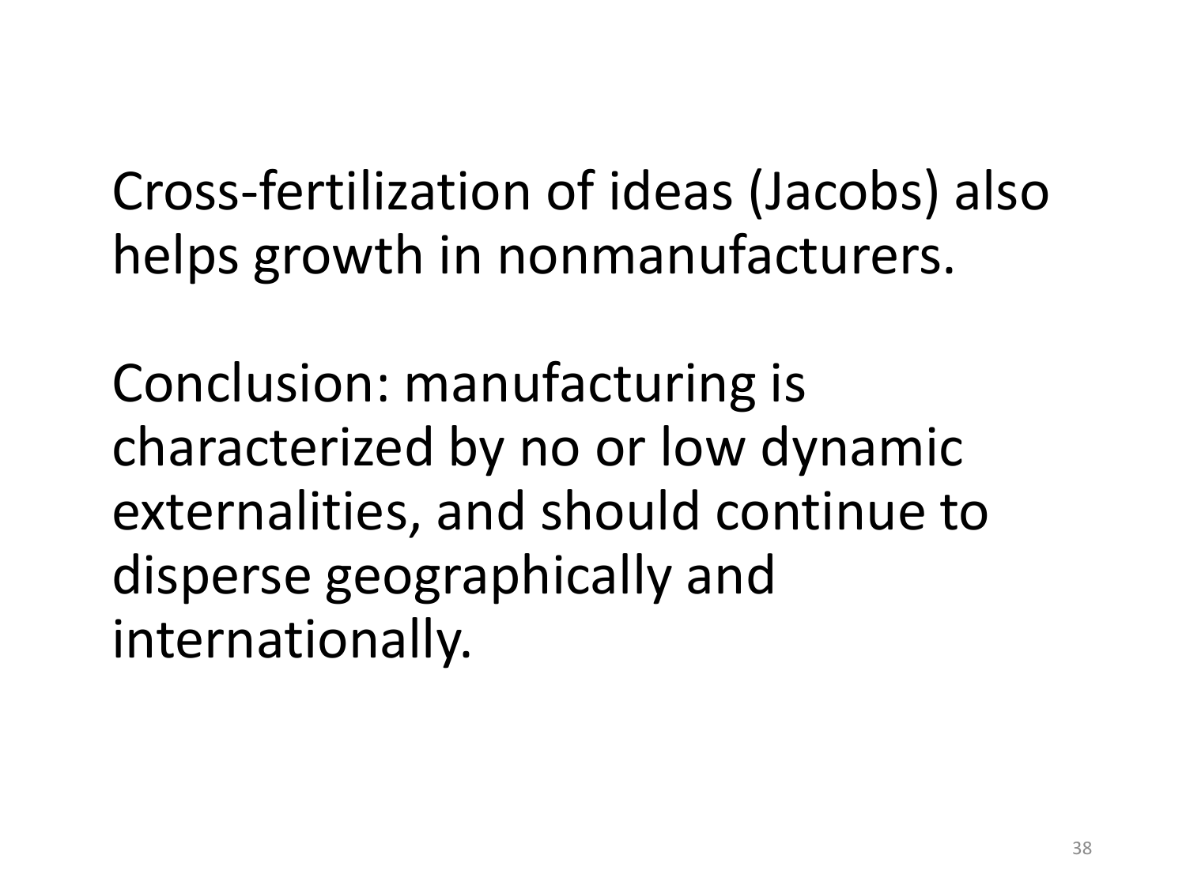Cross-fertilization of ideas (Jacobs) also helps growth in nonmanufacturers.

Conclusion: manufacturing is characterized by no or low dynamic externalities, and should continue to disperse geographically and internationally.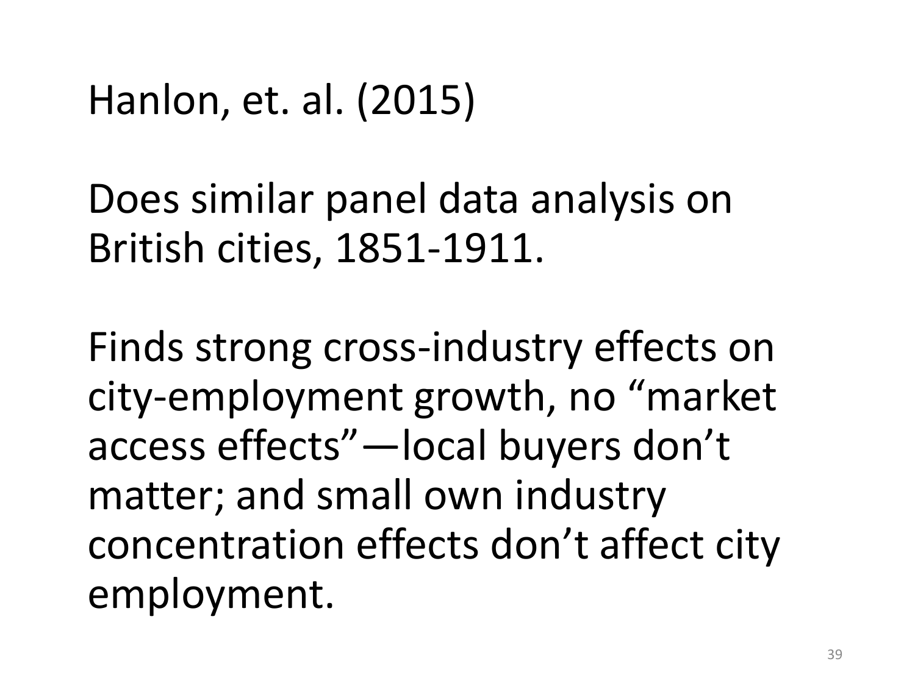Hanlon, et. al. (2015)

Does similar panel data analysis on British cities, 1851-1911.

Finds strong cross-industry effects on city-employment growth, no "market access effects"—local buyers don't matter; and small own industry concentration effects don't affect city employment.